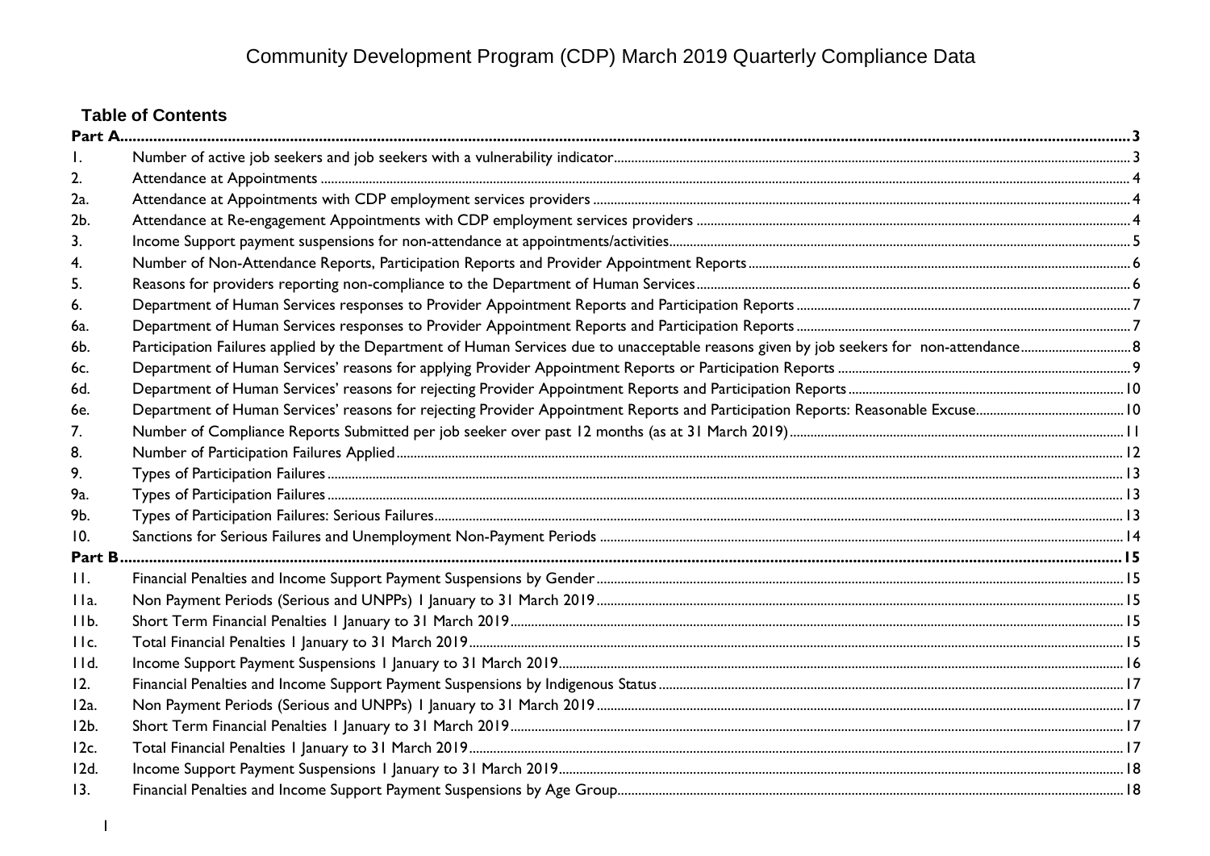# Community Development Program (CDP) March 2019 Quarterly Compliance Data

## Table of Contents

| | | |
|---|---|---|
| **Part A** | | **3** |
| 1. | Number of active job seekers and job seekers with a vulnerability indicator | 3 |
| 2. | Attendance at Appointments | 4 |
| 2a. | Attendance at Appointments with CDP employment services providers | 4 |
| 2b. | Attendance at Re-engagement Appointments with CDP employment services providers | 4 |
| 3. | Income Support payment suspensions for non-attendance at appointments/activities | 5 |
| 4. | Number of Non-Attendance Reports, Participation Reports and Provider Appointment Reports | 6 |
| 5. | Reasons for providers reporting non-compliance to the Department of Human Services | 6 |
| 6. | Department of Human Services responses to Provider Appointment Reports and Participation Reports | 7 |
| 6a. | Department of Human Services responses to Provider Appointment Reports and Participation Reports | 7 |
| 6b. | Participation Failures applied by the Department of Human Services due to unacceptable reasons given by job seekers for non-attendance | 8 |
| 6c. | Department of Human Services' reasons for applying Provider Appointment Reports or Participation Reports | 9 |
| 6d. | Department of Human Services' reasons for rejecting Provider Appointment Reports and Participation Reports | 10 |
| 6e. | Department of Human Services' reasons for rejecting Provider Appointment Reports and Participation Reports: Reasonable Excuse | 10 |
| 7. | Number of Compliance Reports Submitted per job seeker over past 12 months (as at 31 March 2019) | 11 |
| 8. | Number of Participation Failures Applied | 12 |
| 9. | Types of Participation Failures | 13 |
| 9a. | Types of Participation Failures | 13 |
| 9b. | Types of Participation Failures: Serious Failures | 13 |
| 10. | Sanctions for Serious Failures and Unemployment Non-Payment Periods | 14 |
| **Part B** | | **15** |
| 11. | Financial Penalties and Income Support Payment Suspensions by Gender | 15 |
| 11a. | Non Payment Periods (Serious and UNPPs) 1 January to 31 March 2019 | 15 |
| 11b. | Short Term Financial Penalties 1 January to 31 March 2019 | 15 |
| 11c. | Total Financial Penalties 1 January to 31 March 2019 | 15 |
| 11d. | Income Support Payment Suspensions 1 January to 31 March 2019 | 16 |
| 12. | Financial Penalties and Income Support Payment Suspensions by Indigenous Status | 17 |
| 12a. | Non Payment Periods (Serious and UNPPs) 1 January to 31 March 2019 | 17 |
| 12b. | Short Term Financial Penalties 1 January to 31 March 2019 | 17 |
| 12c. | Total Financial Penalties 1 January to 31 March 2019 | 17 |
| 12d. | Income Support Payment Suspensions 1 January to 31 March 2019 | 18 |
| 13. | Financial Penalties and Income Support Payment Suspensions by Age Group | 18 |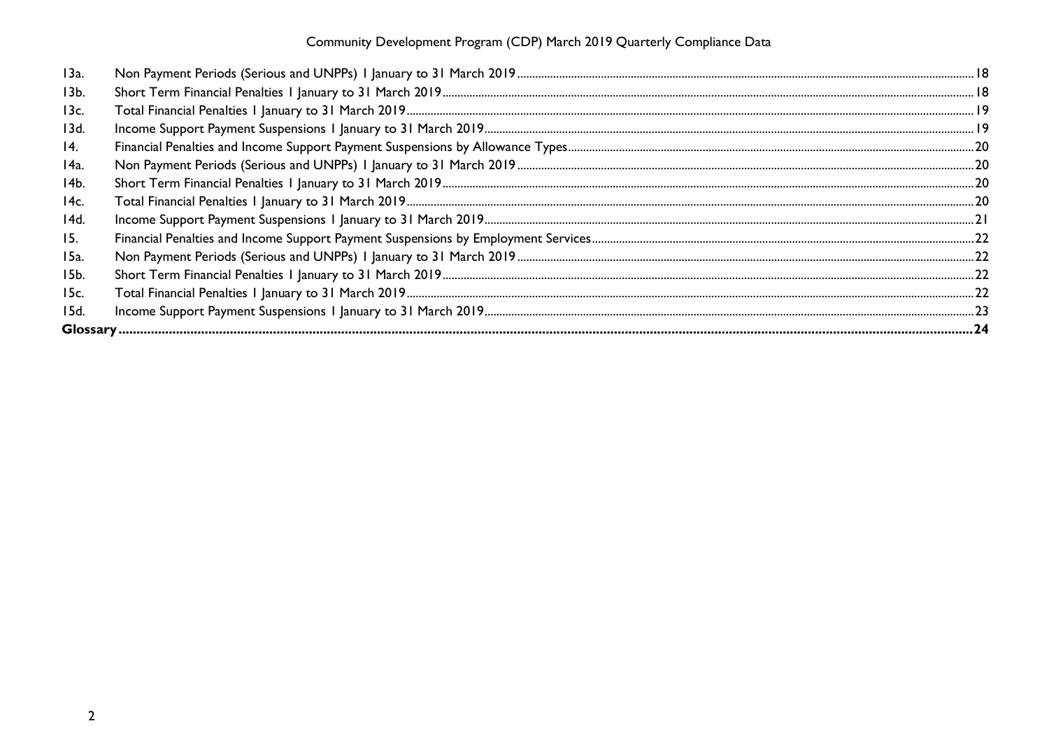| | | |
|---|---|---|
| 13a. | Non Payment Periods (Serious and UNPPs) 1 January to 31 March 2019 | 18 |
| 13b. | Short Term Financial Penalties 1 January to 31 March 2019 | 18 |
| 13c. | Total Financial Penalties 1 January to 31 March 2019 | 19 |
| 13d. | Income Support Payment Suspensions 1 January to 31 March 2019 | 19 |
| 14. | Financial Penalties and Income Support Payment Suspensions by Allowance Types | 20 |
| 14a. | Non Payment Periods (Serious and UNPPs) 1 January to 31 March 2019 | 20 |
| 14b. | Short Term Financial Penalties 1 January to 31 March 2019 | 20 |
| 14c. | Total Financial Penalties 1 January to 31 March 2019 | 20 |
| 14d. | Income Support Payment Suspensions 1 January to 31 March 2019 | 21 |
| 15. | Financial Penalties and Income Support Payment Suspensions by Employment Services | 22 |
| 15a. | Non Payment Periods (Serious and UNPPs) 1 January to 31 March 2019 | 22 |
| 15b. | Short Term Financial Penalties 1 January to 31 March 2019 | 22 |
| 15c. | Total Financial Penalties 1 January to 31 March 2019 | 22 |
| 15d. | Income Support Payment Suspensions 1 January to 31 March 2019 | 23 |
| **Glossary** | | **24** |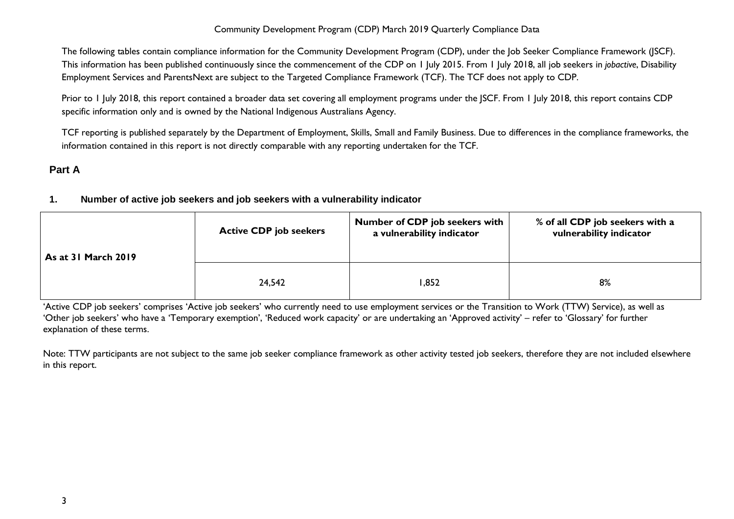The following tables contain compliance information for the Community Development Program (CDP), under the Job Seeker Compliance Framework (JSCF). This information has been published continuously since the commencement of the CDP on 1 July 2015. From 1 July 2018, all job seekers in *jobactive*, Disability Employment Services and ParentsNext are subject to the Targeted Compliance Framework (TCF). The TCF does not apply to CDP.

Prior to 1 July 2018, this report contained a broader data set covering all employment programs under the JSCF. From 1 July 2018, this report contains CDP specific information only and is owned by the National Indigenous Australians Agency.

TCF reporting is published separately by the Department of Employment, Skills, Small and Family Business. Due to differences in the compliance frameworks, the information contained in this report is not directly comparable with any reporting undertaken for the TCF.

## Part A

### 1. Number of active job seekers and job seekers with a vulnerability indicator

| As at 31 March 2019 | Active CDP job seekers | Number of CDP job seekers with a vulnerability indicator | % of all CDP job seekers with a vulnerability indicator |
|---|---|---|---|
| | 24,542 | 1,852 | 8% |

'Active CDP job seekers' comprises 'Active job seekers' who currently need to use employment services or the Transition to Work (TTW) Service), as well as 'Other job seekers' who have a 'Temporary exemption', 'Reduced work capacity' or are undertaking an 'Approved activity' – refer to 'Glossary' for further explanation of these terms.

Note: TTW participants are not subject to the same job seeker compliance framework as other activity tested job seekers, therefore they are not included elsewhere in this report.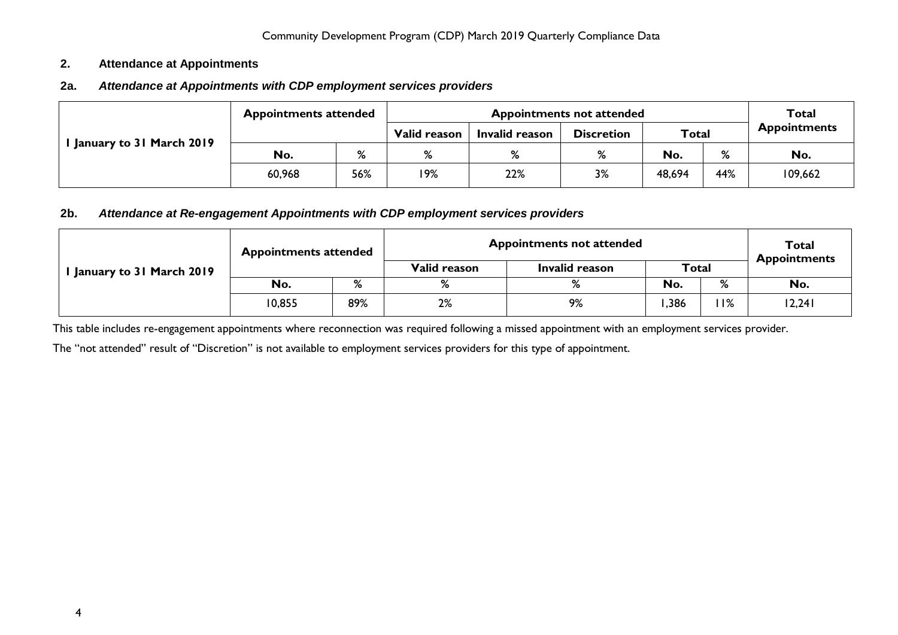## 2. Attendance at Appointments

### 2a. *Attendance at Appointments with CDP employment services providers*

| 1 January to 31 March 2019 | Appointments attended | | Appointments not attended | | | | | Total Appointments |
|---|---|---|---|---|---|---|---|---|
| | | | Valid reason | Invalid reason | Discretion | Total | | |
| | No. | % | % | % | % | No. | % | No. |
| | 60,968 | 56% | 19% | 22% | 3% | 48,694 | 44% | 109,662 |

### 2b. *Attendance at Re-engagement Appointments with CDP employment services providers*

| 1 January to 31 March 2019 | Appointments attended | | Appointments not attended | | | | Total Appointments |
|---|---|---|---|---|---|---|---|
| | | | Valid reason | Invalid reason | Total | | |
| | No. | % | % | % | No. | % | No. |
| | 10,855 | 89% | 2% | 9% | 1,386 | 11% | 12,241 |

This table includes re-engagement appointments where reconnection was required following a missed appointment with an employment services provider.

The "not attended" result of "Discretion" is not available to employment services providers for this type of appointment.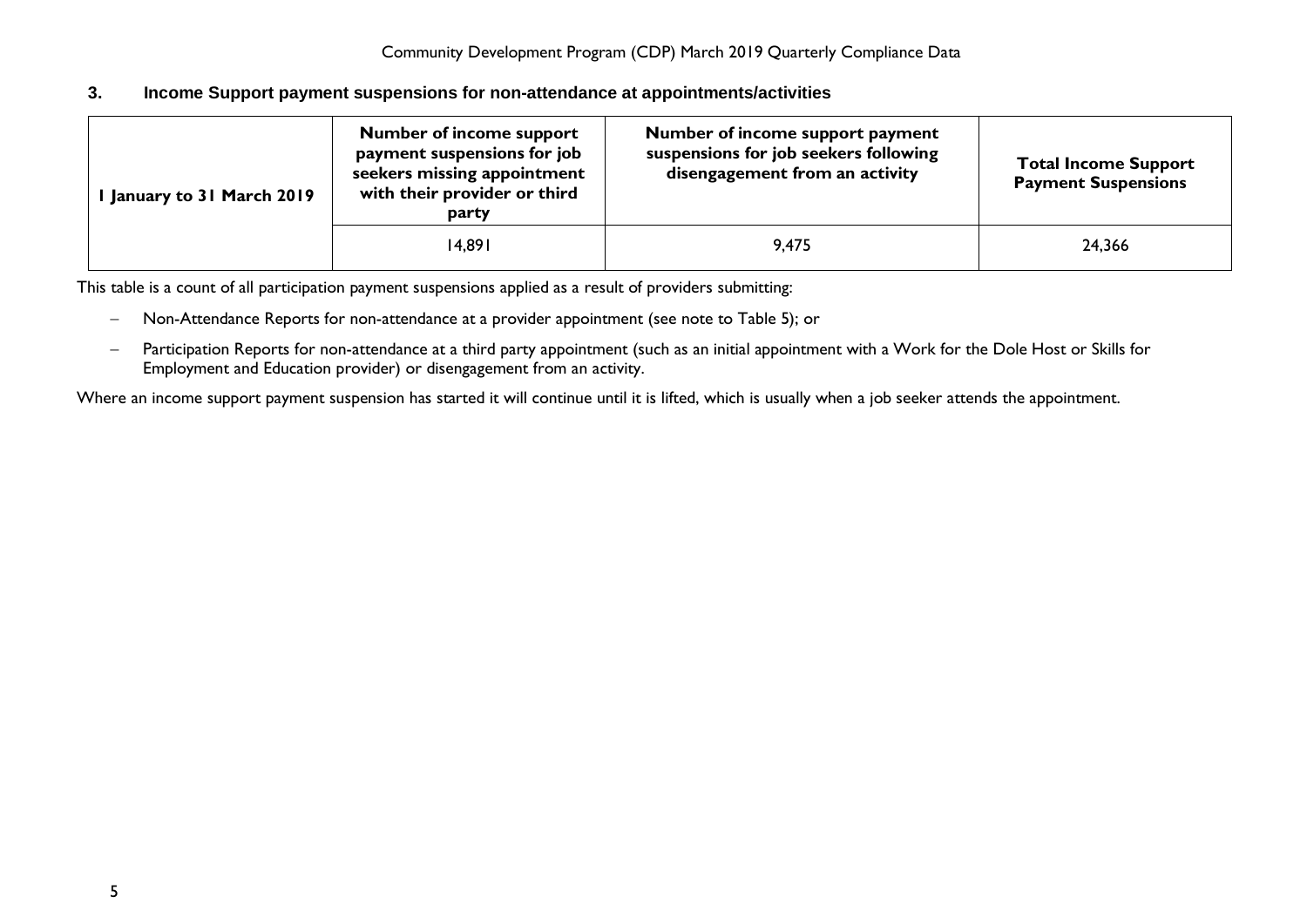## 3. Income Support payment suspensions for non-attendance at appointments/activities

| 1 January to 31 March 2019 | Number of income support payment suspensions for job seekers missing appointment with their provider or third party | Number of income support payment suspensions for job seekers following disengagement from an activity | Total Income Support Payment Suspensions |
|---|---|---|---|
| | 14,891 | 9,475 | 24,366 |

This table is a count of all participation payment suspensions applied as a result of providers submitting:

- Non-Attendance Reports for non-attendance at a provider appointment (see note to Table 5); or
- Participation Reports for non-attendance at a third party appointment (such as an initial appointment with a Work for the Dole Host or Skills for Employment and Education provider) or disengagement from an activity.

Where an income support payment suspension has started it will continue until it is lifted, which is usually when a job seeker attends the appointment.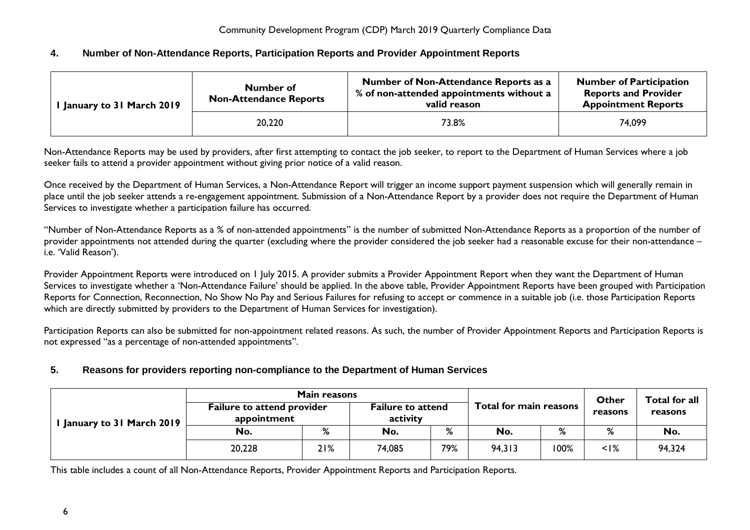## 4. Number of Non-Attendance Reports, Participation Reports and Provider Appointment Reports

| 1 January to 31 March 2019 | Number of Non-Attendance Reports | Number of Non-Attendance Reports as a % of non-attended appointments without a valid reason | Number of Participation Reports and Provider Appointment Reports |
|---|---|---|---|
| | 20,220 | 73.8% | 74,099 |

Non-Attendance Reports may be used by providers, after first attempting to contact the job seeker, to report to the Department of Human Services where a job seeker fails to attend a provider appointment without giving prior notice of a valid reason.

Once received by the Department of Human Services, a Non-Attendance Report will trigger an income support payment suspension which will generally remain in place until the job seeker attends a re-engagement appointment. Submission of a Non-Attendance Report by a provider does not require the Department of Human Services to investigate whether a participation failure has occurred.

"Number of Non-Attendance Reports as a % of non-attended appointments" is the number of submitted Non-Attendance Reports as a proportion of the number of provider appointments not attended during the quarter (excluding where the provider considered the job seeker had a reasonable excuse for their non-attendance – i.e. 'Valid Reason').

Provider Appointment Reports were introduced on 1 July 2015. A provider submits a Provider Appointment Report when they want the Department of Human Services to investigate whether a 'Non-Attendance Failure' should be applied. In the above table, Provider Appointment Reports have been grouped with Participation Reports for Connection, Reconnection, No Show No Pay and Serious Failures for refusing to accept or commence in a suitable job (i.e. those Participation Reports which are directly submitted by providers to the Department of Human Services for investigation).

Participation Reports can also be submitted for non-appointment related reasons. As such, the number of Provider Appointment Reports and Participation Reports is not expressed "as a percentage of non-attended appointments".

## 5. Reasons for providers reporting non-compliance to the Department of Human Services

| 1 January to 31 March 2019 | Main reasons | | | | Total for main reasons | | Other reasons | Total for all reasons |
|---|---|---|---|---|---|---|---|---|
| | Failure to attend provider appointment | | Failure to attend activity | | | | | |
| | No. | % | No. | % | No. | % | % | No. |
| | 20,228 | 21% | 74,085 | 79% | 94,313 | 100% | <1% | 94,324 |

This table includes a count of all Non-Attendance Reports, Provider Appointment Reports and Participation Reports.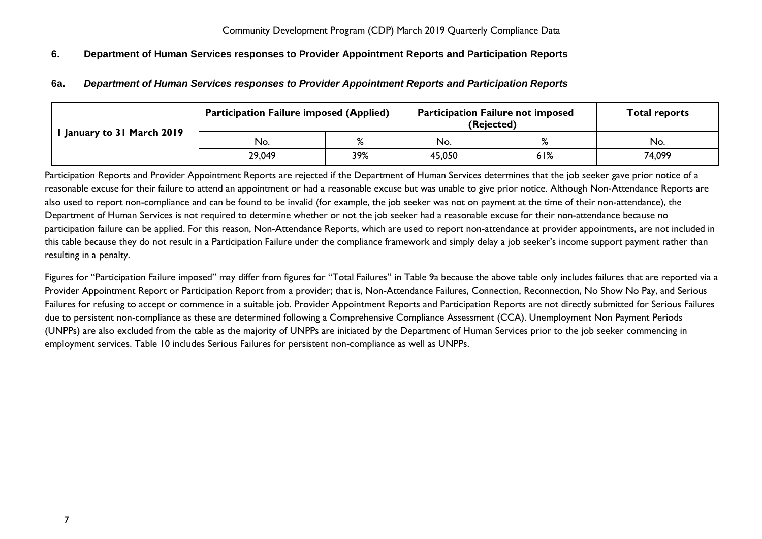## 6. Department of Human Services responses to Provider Appointment Reports and Participation Reports

### 6a. *Department of Human Services responses to Provider Appointment Reports and Participation Reports*

| 1 January to 31 March 2019 | Participation Failure imposed (Applied) | | Participation Failure not imposed (Rejected) | | Total reports |
|---|---|---|---|---|---|
| | No. | % | No. | % | No. |
| | 29,049 | 39% | 45,050 | 61% | 74,099 |

Participation Reports and Provider Appointment Reports are rejected if the Department of Human Services determines that the job seeker gave prior notice of a reasonable excuse for their failure to attend an appointment or had a reasonable excuse but was unable to give prior notice. Although Non-Attendance Reports are also used to report non-compliance and can be found to be invalid (for example, the job seeker was not on payment at the time of their non-attendance), the Department of Human Services is not required to determine whether or not the job seeker had a reasonable excuse for their non-attendance because no participation failure can be applied. For this reason, Non-Attendance Reports, which are used to report non-attendance at provider appointments, are not included in this table because they do not result in a Participation Failure under the compliance framework and simply delay a job seeker's income support payment rather than resulting in a penalty.

Figures for "Participation Failure imposed" may differ from figures for "Total Failures" in Table 9a because the above table only includes failures that are reported via a Provider Appointment Report or Participation Report from a provider; that is, Non-Attendance Failures, Connection, Reconnection, No Show No Pay, and Serious Failures for refusing to accept or commence in a suitable job. Provider Appointment Reports and Participation Reports are not directly submitted for Serious Failures due to persistent non-compliance as these are determined following a Comprehensive Compliance Assessment (CCA). Unemployment Non Payment Periods (UNPPs) are also excluded from the table as the majority of UNPPs are initiated by the Department of Human Services prior to the job seeker commencing in employment services. Table 10 includes Serious Failures for persistent non-compliance as well as UNPPs.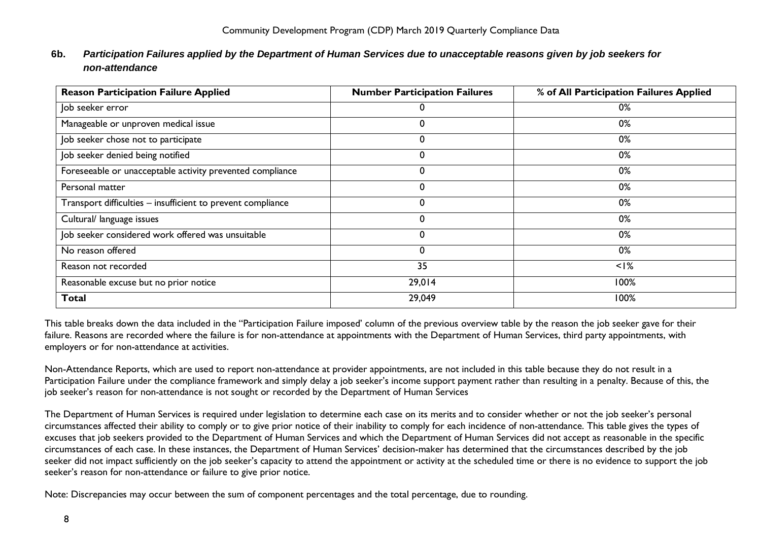### 6b. *Participation Failures applied by the Department of Human Services due to unacceptable reasons given by job seekers for non-attendance*

| Reason Participation Failure Applied | Number Participation Failures | % of All Participation Failures Applied |
|---|---|---|
| Job seeker error | 0 | 0% |
| Manageable or unproven medical issue | 0 | 0% |
| Job seeker chose not to participate | 0 | 0% |
| Job seeker denied being notified | 0 | 0% |
| Foreseeable or unacceptable activity prevented compliance | 0 | 0% |
| Personal matter | 0 | 0% |
| Transport difficulties – insufficient to prevent compliance | 0 | 0% |
| Cultural/ language issues | 0 | 0% |
| Job seeker considered work offered was unsuitable | 0 | 0% |
| No reason offered | 0 | 0% |
| Reason not recorded | 35 | <1% |
| Reasonable excuse but no prior notice | 29,014 | 100% |
| **Total** | 29,049 | 100% |

This table breaks down the data included in the "Participation Failure imposed' column of the previous overview table by the reason the job seeker gave for their failure. Reasons are recorded where the failure is for non-attendance at appointments with the Department of Human Services, third party appointments, with employers or for non-attendance at activities.

Non-Attendance Reports, which are used to report non-attendance at provider appointments, are not included in this table because they do not result in a Participation Failure under the compliance framework and simply delay a job seeker's income support payment rather than resulting in a penalty. Because of this, the job seeker's reason for non-attendance is not sought or recorded by the Department of Human Services

The Department of Human Services is required under legislation to determine each case on its merits and to consider whether or not the job seeker's personal circumstances affected their ability to comply or to give prior notice of their inability to comply for each incidence of non-attendance. This table gives the types of excuses that job seekers provided to the Department of Human Services and which the Department of Human Services did not accept as reasonable in the specific circumstances of each case. In these instances, the Department of Human Services' decision-maker has determined that the circumstances described by the job seeker did not impact sufficiently on the job seeker's capacity to attend the appointment or activity at the scheduled time or there is no evidence to support the job seeker's reason for non-attendance or failure to give prior notice.

Note: Discrepancies may occur between the sum of component percentages and the total percentage, due to rounding.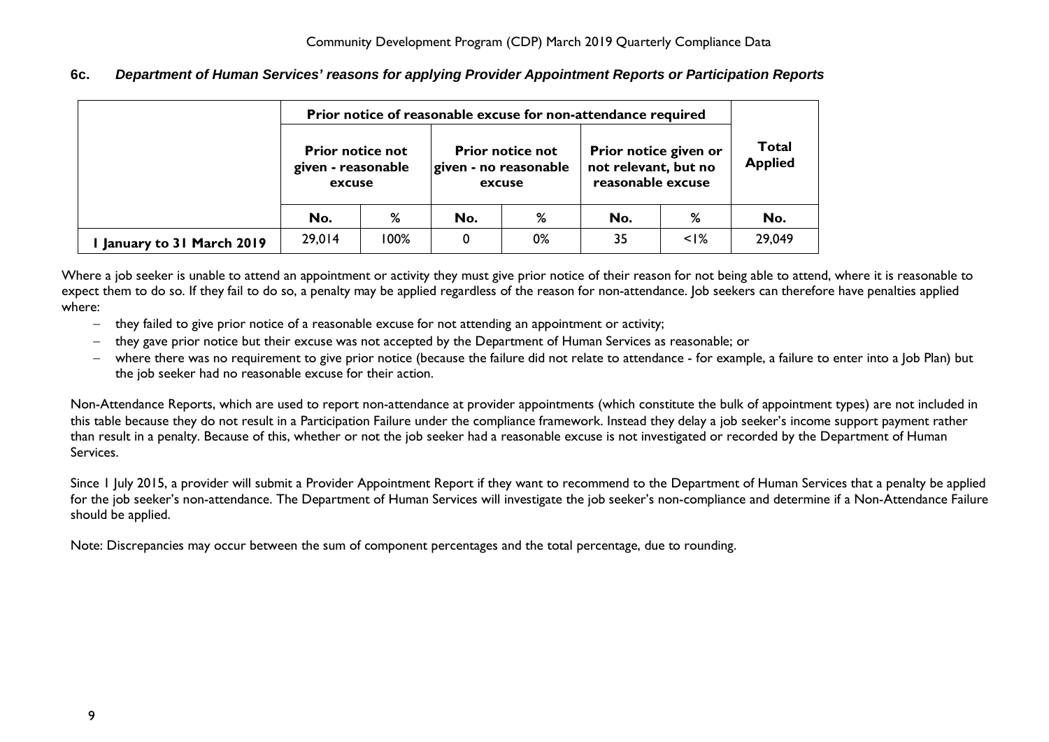### 6c. *Department of Human Services' reasons for applying Provider Appointment Reports or Participation Reports*

| | Prior notice of reasonable excuse for non-attendance required | | | | | | Total Applied |
|---|---|---|---|---|---|---|---|
| | Prior notice not given - reasonable excuse | | Prior notice not given - no reasonable excuse | | Prior notice given or not relevant, but no reasonable excuse | | |
| | No. | % | No. | % | No. | % | No. |
| 1 January to 31 March 2019 | 29,014 | 100% | 0 | 0% | 35 | <1% | 29,049 |

Where a job seeker is unable to attend an appointment or activity they must give prior notice of their reason for not being able to attend, where it is reasonable to expect them to do so. If they fail to do so, a penalty may be applied regardless of the reason for non-attendance. Job seekers can therefore have penalties applied where:

- they failed to give prior notice of a reasonable excuse for not attending an appointment or activity;
- they gave prior notice but their excuse was not accepted by the Department of Human Services as reasonable; or
- where there was no requirement to give prior notice (because the failure did not relate to attendance - for example, a failure to enter into a Job Plan) but the job seeker had no reasonable excuse for their action.

Non-Attendance Reports, which are used to report non-attendance at provider appointments (which constitute the bulk of appointment types) are not included in this table because they do not result in a Participation Failure under the compliance framework. Instead they delay a job seeker's income support payment rather than result in a penalty. Because of this, whether or not the job seeker had a reasonable excuse is not investigated or recorded by the Department of Human Services.

Since 1 July 2015, a provider will submit a Provider Appointment Report if they want to recommend to the Department of Human Services that a penalty be applied for the job seeker's non-attendance. The Department of Human Services will investigate the job seeker's non-compliance and determine if a Non-Attendance Failure should be applied.

Note: Discrepancies may occur between the sum of component percentages and the total percentage, due to rounding.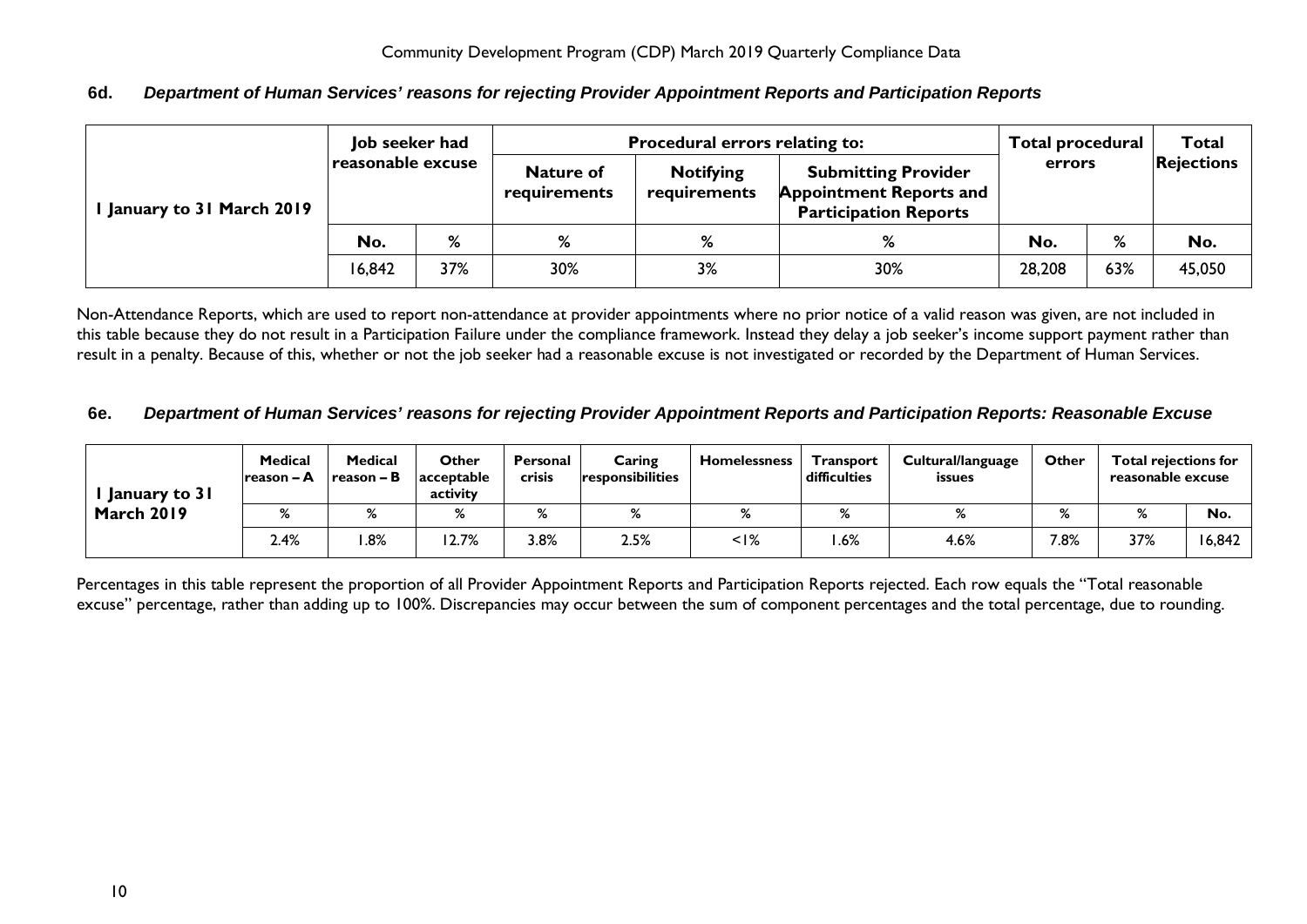### 6d. *Department of Human Services' reasons for rejecting Provider Appointment Reports and Participation Reports*

| 1 January to 31 March 2019 | Job seeker had reasonable excuse | | Procedural errors relating to: | | | Total procedural errors | | Total Rejections |
|---|---|---|---|---|---|---|---|---|
| | | | Nature of requirements | Notifying requirements | Submitting Provider Appointment Reports and Participation Reports | | | |
| | No. | % | % | % | % | No. | % | No. |
| | 16,842 | 37% | 30% | 3% | 30% | 28,208 | 63% | 45,050 |

Non-Attendance Reports, which are used to report non-attendance at provider appointments where no prior notice of a valid reason was given, are not included in this table because they do not result in a Participation Failure under the compliance framework. Instead they delay a job seeker's income support payment rather than result in a penalty. Because of this, whether or not the job seeker had a reasonable excuse is not investigated or recorded by the Department of Human Services.

### 6e. *Department of Human Services' reasons for rejecting Provider Appointment Reports and Participation Reports: Reasonable Excuse*

| 1 January to 31 March 2019 | Medical reason – A | Medical reason – B | Other acceptable activity | Personal crisis | Caring responsibilities | Homelessness | Transport difficulties | Cultural/language issues | Other | Total rejections for reasonable excuse | |
|---|---|---|---|---|---|---|---|---|---|---|---|
| | % | % | % | % | % | % | % | % | % | % | No. |
| | 2.4% | 1.8% | 12.7% | 3.8% | 2.5% | <1% | 1.6% | 4.6% | 7.8% | 37% | 16,842 |

Percentages in this table represent the proportion of all Provider Appointment Reports and Participation Reports rejected. Each row equals the "Total reasonable excuse" percentage, rather than adding up to 100%. Discrepancies may occur between the sum of component percentages and the total percentage, due to rounding.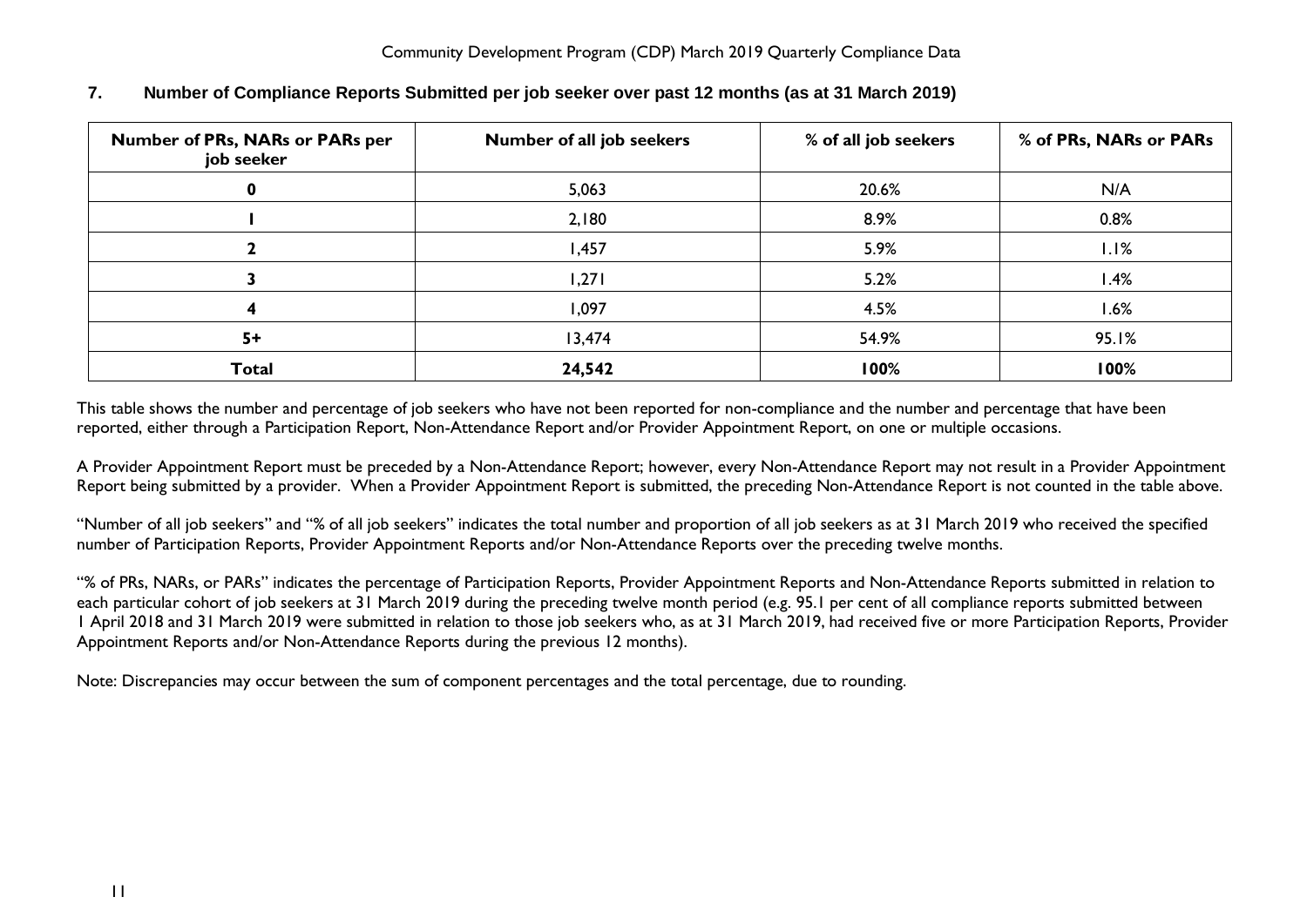## 7. Number of Compliance Reports Submitted per job seeker over past 12 months (as at 31 March 2019)

| Number of PRs, NARs or PARs per job seeker | Number of all job seekers | % of all job seekers | % of PRs, NARs or PARs |
|---|---|---|---|
| **0** | 5,063 | 20.6% | N/A |
| **1** | 2,180 | 8.9% | 0.8% |
| **2** | 1,457 | 5.9% | 1.1% |
| **3** | 1,271 | 5.2% | 1.4% |
| **4** | 1,097 | 4.5% | 1.6% |
| **5+** | 13,474 | 54.9% | 95.1% |
| **Total** | **24,542** | **100%** | **100%** |

This table shows the number and percentage of job seekers who have not been reported for non-compliance and the number and percentage that have been reported, either through a Participation Report, Non-Attendance Report and/or Provider Appointment Report, on one or multiple occasions.

A Provider Appointment Report must be preceded by a Non-Attendance Report; however, every Non-Attendance Report may not result in a Provider Appointment Report being submitted by a provider. When a Provider Appointment Report is submitted, the preceding Non-Attendance Report is not counted in the table above.

"Number of all job seekers" and "% of all job seekers" indicates the total number and proportion of all job seekers as at 31 March 2019 who received the specified number of Participation Reports, Provider Appointment Reports and/or Non-Attendance Reports over the preceding twelve months.

"% of PRs, NARs, or PARs" indicates the percentage of Participation Reports, Provider Appointment Reports and Non-Attendance Reports submitted in relation to each particular cohort of job seekers at 31 March 2019 during the preceding twelve month period (e.g. 95.1 per cent of all compliance reports submitted between 1 April 2018 and 31 March 2019 were submitted in relation to those job seekers who, as at 31 March 2019, had received five or more Participation Reports, Provider Appointment Reports and/or Non-Attendance Reports during the previous 12 months).

Note: Discrepancies may occur between the sum of component percentages and the total percentage, due to rounding.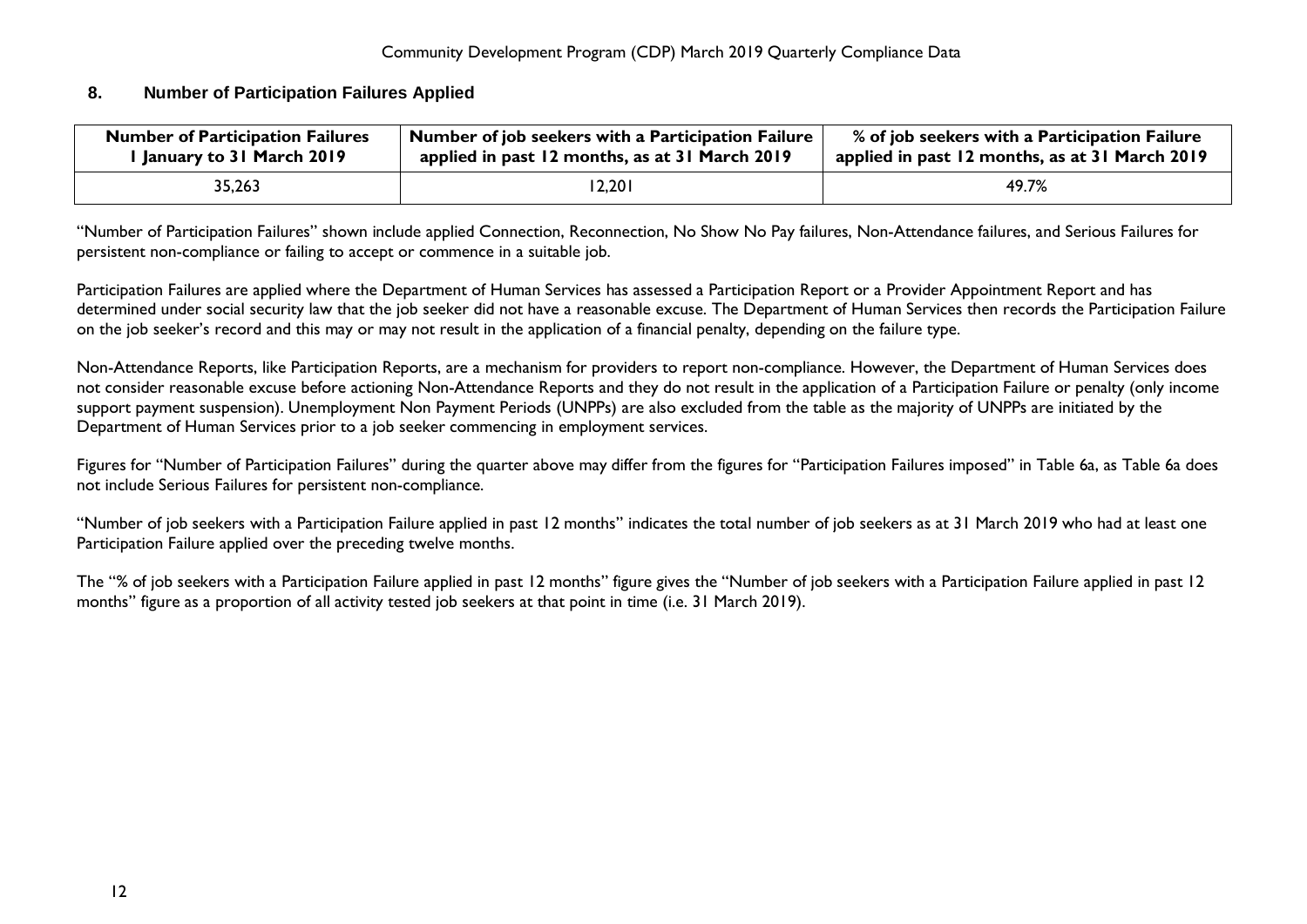## 8. Number of Participation Failures Applied

| Number of Participation Failures 1 January to 31 March 2019 | Number of job seekers with a Participation Failure applied in past 12 months, as at 31 March 2019 | % of job seekers with a Participation Failure applied in past 12 months, as at 31 March 2019 |
|---|---|---|
| 35,263 | 12,201 | 49.7% |

"Number of Participation Failures" shown include applied Connection, Reconnection, No Show No Pay failures, Non-Attendance failures, and Serious Failures for persistent non-compliance or failing to accept or commence in a suitable job.

Participation Failures are applied where the Department of Human Services has assessed a Participation Report or a Provider Appointment Report and has determined under social security law that the job seeker did not have a reasonable excuse. The Department of Human Services then records the Participation Failure on the job seeker's record and this may or may not result in the application of a financial penalty, depending on the failure type.

Non-Attendance Reports, like Participation Reports, are a mechanism for providers to report non-compliance. However, the Department of Human Services does not consider reasonable excuse before actioning Non-Attendance Reports and they do not result in the application of a Participation Failure or penalty (only income support payment suspension). Unemployment Non Payment Periods (UNPPs) are also excluded from the table as the majority of UNPPs are initiated by the Department of Human Services prior to a job seeker commencing in employment services.

Figures for "Number of Participation Failures" during the quarter above may differ from the figures for "Participation Failures imposed" in Table 6a, as Table 6a does not include Serious Failures for persistent non-compliance.

"Number of job seekers with a Participation Failure applied in past 12 months" indicates the total number of job seekers as at 31 March 2019 who had at least one Participation Failure applied over the preceding twelve months.

The "% of job seekers with a Participation Failure applied in past 12 months" figure gives the "Number of job seekers with a Participation Failure applied in past 12 months" figure as a proportion of all activity tested job seekers at that point in time (i.e. 31 March 2019).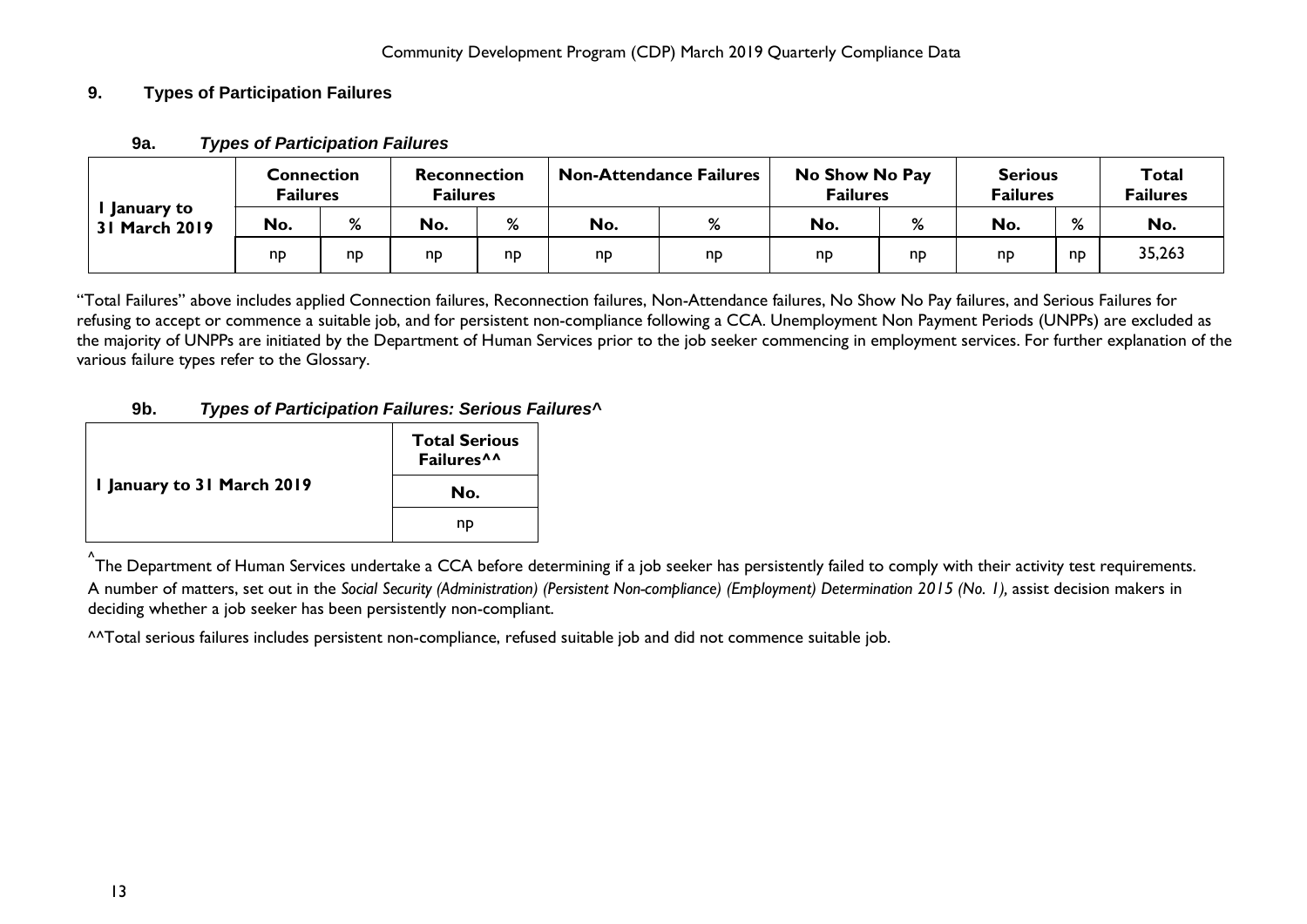## 9. Types of Participation Failures

### 9a. *Types of Participation Failures*

| 1 January to 31 March 2019 | Connection Failures | | Reconnection Failures | | Non-Attendance Failures | | No Show No Pay Failures | | Serious Failures | | Total Failures |
|---|---|---|---|---|---|---|---|---|---|---|---|
| | No. | % | No. | % | No. | % | No. | % | No. | % | No. |
| | np | np | np | np | np | np | np | np | np | np | 35,263 |

"Total Failures" above includes applied Connection failures, Reconnection failures, Non-Attendance failures, No Show No Pay failures, and Serious Failures for refusing to accept or commence a suitable job, and for persistent non-compliance following a CCA. Unemployment Non Payment Periods (UNPPs) are excluded as the majority of UNPPs are initiated by the Department of Human Services prior to the job seeker commencing in employment services. For further explanation of the various failure types refer to the Glossary.

### 9b. *Types of Participation Failures: Serious Failures^*

| 1 January to 31 March 2019 | Total Serious Failures^^ |
|---|---|
| | No. |
| | np |

^The Department of Human Services undertake a CCA before determining if a job seeker has persistently failed to comply with their activity test requirements. A number of matters, set out in the *Social Security (Administration) (Persistent Non-compliance) (Employment) Determination 2015 (No. 1),* assist decision makers in deciding whether a job seeker has been persistently non-compliant.

^^Total serious failures includes persistent non-compliance, refused suitable job and did not commence suitable job.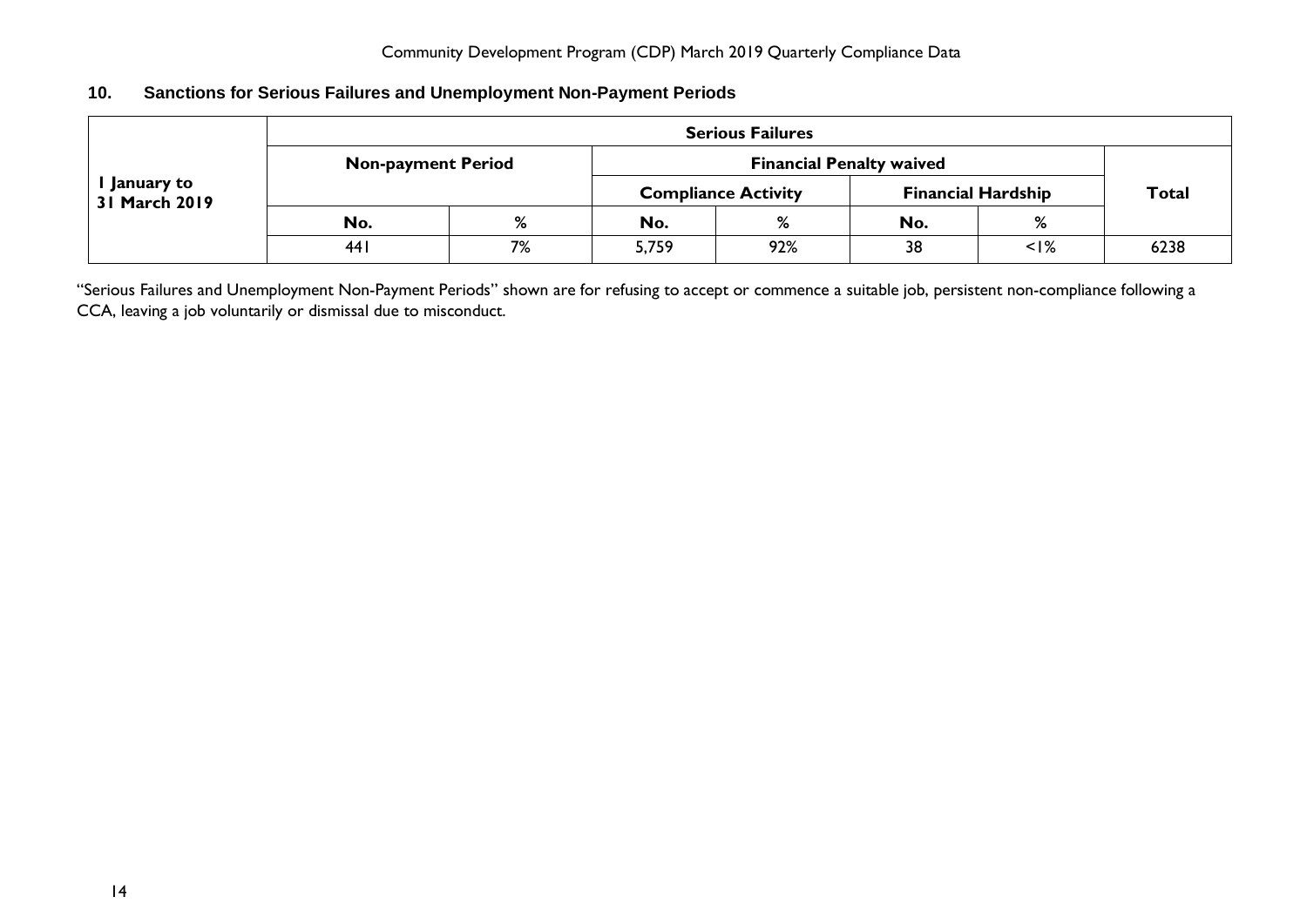## 10. Sanctions for Serious Failures and Unemployment Non-Payment Periods

| 1 January to 31 March 2019 | Serious Failures | | | | | | |
|---|---|---|---|---|---|---|---|
| | Non-payment Period | | Financial Penalty waived | | | | Total |
| | | | Compliance Activity | | Financial Hardship | | |
| | No. | % | No. | % | No. | % | |
| | 441 | 7% | 5,759 | 92% | 38 | <1% | 6238 |

"Serious Failures and Unemployment Non-Payment Periods" shown are for refusing to accept or commence a suitable job, persistent non-compliance following a CCA, leaving a job voluntarily or dismissal due to misconduct.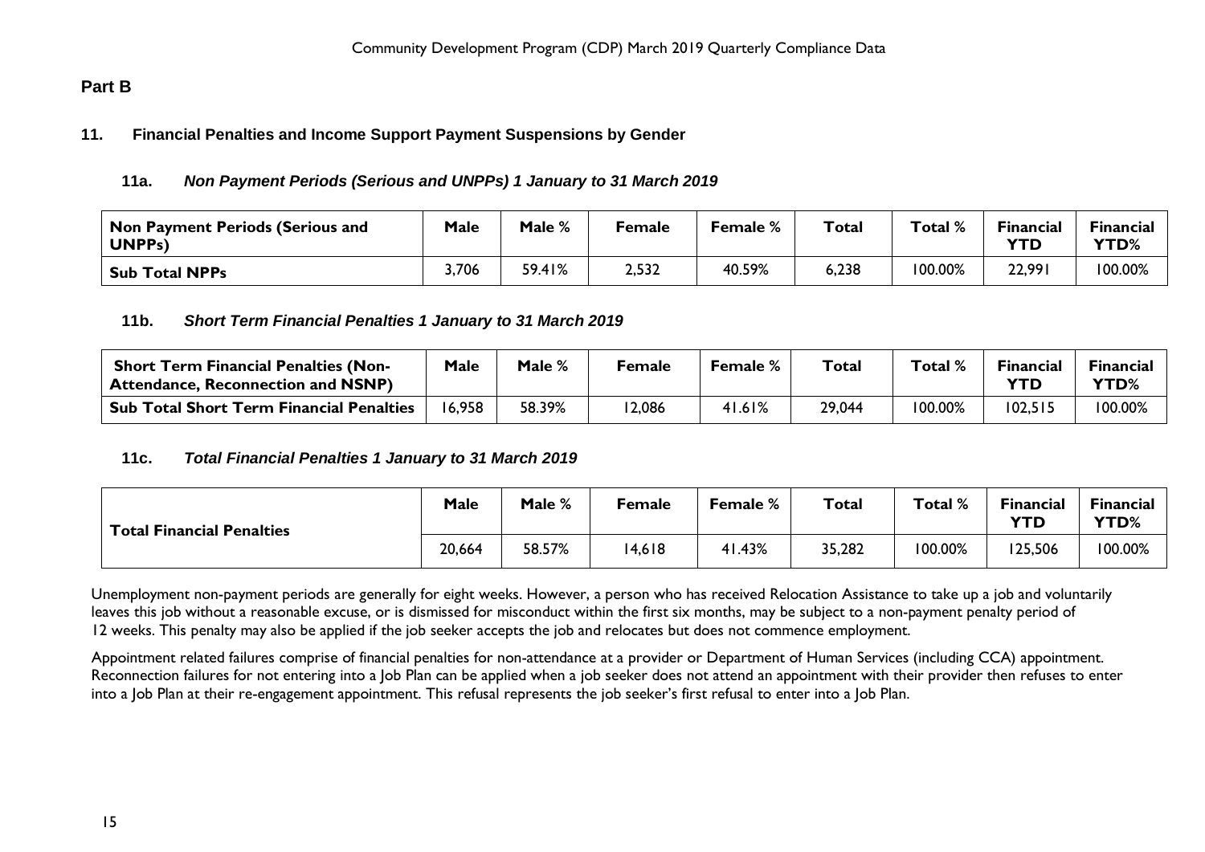## Part B

### 11. Financial Penalties and Income Support Payment Suspensions by Gender

#### 11a. *Non Payment Periods (Serious and UNPPs) 1 January to 31 March 2019*

| Non Payment Periods (Serious and UNPPs) | Male | Male % | Female | Female % | Total | Total % | Financial YTD | Financial YTD% |
|---|---|---|---|---|---|---|---|---|
| Sub Total NPPs | 3,706 | 59.41% | 2,532 | 40.59% | 6,238 | 100.00% | 22,991 | 100.00% |

#### 11b. *Short Term Financial Penalties 1 January to 31 March 2019*

| Short Term Financial Penalties (Non-Attendance, Reconnection and NSNP) | Male | Male % | Female | Female % | Total | Total % | Financial YTD | Financial YTD% |
|---|---|---|---|---|---|---|---|---|
| Sub Total Short Term Financial Penalties | 16,958 | 58.39% | 12,086 | 41.61% | 29,044 | 100.00% | 102,515 | 100.00% |

#### 11c. *Total Financial Penalties 1 January to 31 March 2019*

| Total Financial Penalties | Male | Male % | Female | Female % | Total | Total % | Financial YTD | Financial YTD% |
|---|---|---|---|---|---|---|---|---|
| | 20,664 | 58.57% | 14,618 | 41.43% | 35,282 | 100.00% | 125,506 | 100.00% |

Unemployment non-payment periods are generally for eight weeks. However, a person who has received Relocation Assistance to take up a job and voluntarily leaves this job without a reasonable excuse, or is dismissed for misconduct within the first six months, may be subject to a non-payment penalty period of 12 weeks. This penalty may also be applied if the job seeker accepts the job and relocates but does not commence employment.

Appointment related failures comprise of financial penalties for non-attendance at a provider or Department of Human Services (including CCA) appointment. Reconnection failures for not entering into a Job Plan can be applied when a job seeker does not attend an appointment with their provider then refuses to enter into a Job Plan at their re-engagement appointment. This refusal represents the job seeker's first refusal to enter into a Job Plan.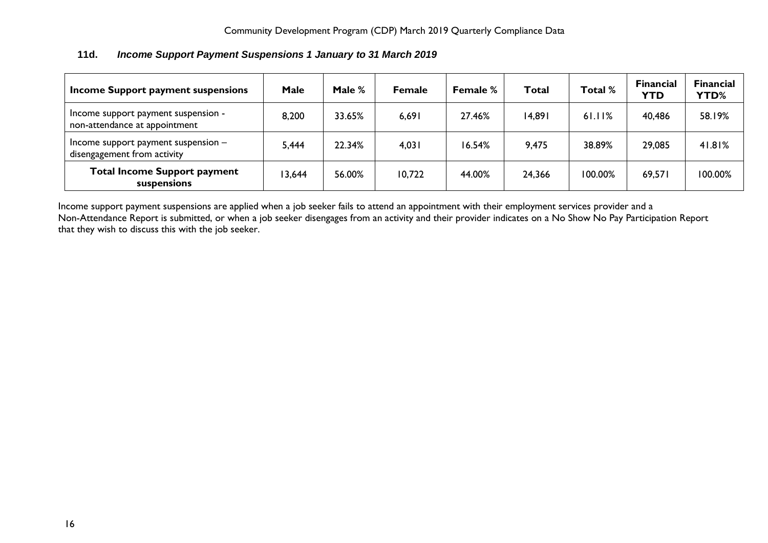### 11d. *Income Support Payment Suspensions 1 January to 31 March 2019*

| Income Support payment suspensions | Male | Male % | Female | Female % | Total | Total % | Financial YTD | Financial YTD% |
|---|---|---|---|---|---|---|---|---|
| Income support payment suspension - non-attendance at appointment | 8,200 | 33.65% | 6,691 | 27.46% | 14,891 | 61.11% | 40,486 | 58.19% |
| Income support payment suspension – disengagement from activity | 5,444 | 22.34% | 4,031 | 16.54% | 9,475 | 38.89% | 29,085 | 41.81% |
| **Total Income Support payment suspensions** | 13,644 | 56.00% | 10,722 | 44.00% | 24,366 | 100.00% | 69,571 | 100.00% |

Income support payment suspensions are applied when a job seeker fails to attend an appointment with their employment services provider and a Non-Attendance Report is submitted, or when a job seeker disengages from an activity and their provider indicates on a No Show No Pay Participation Report that they wish to discuss this with the job seeker.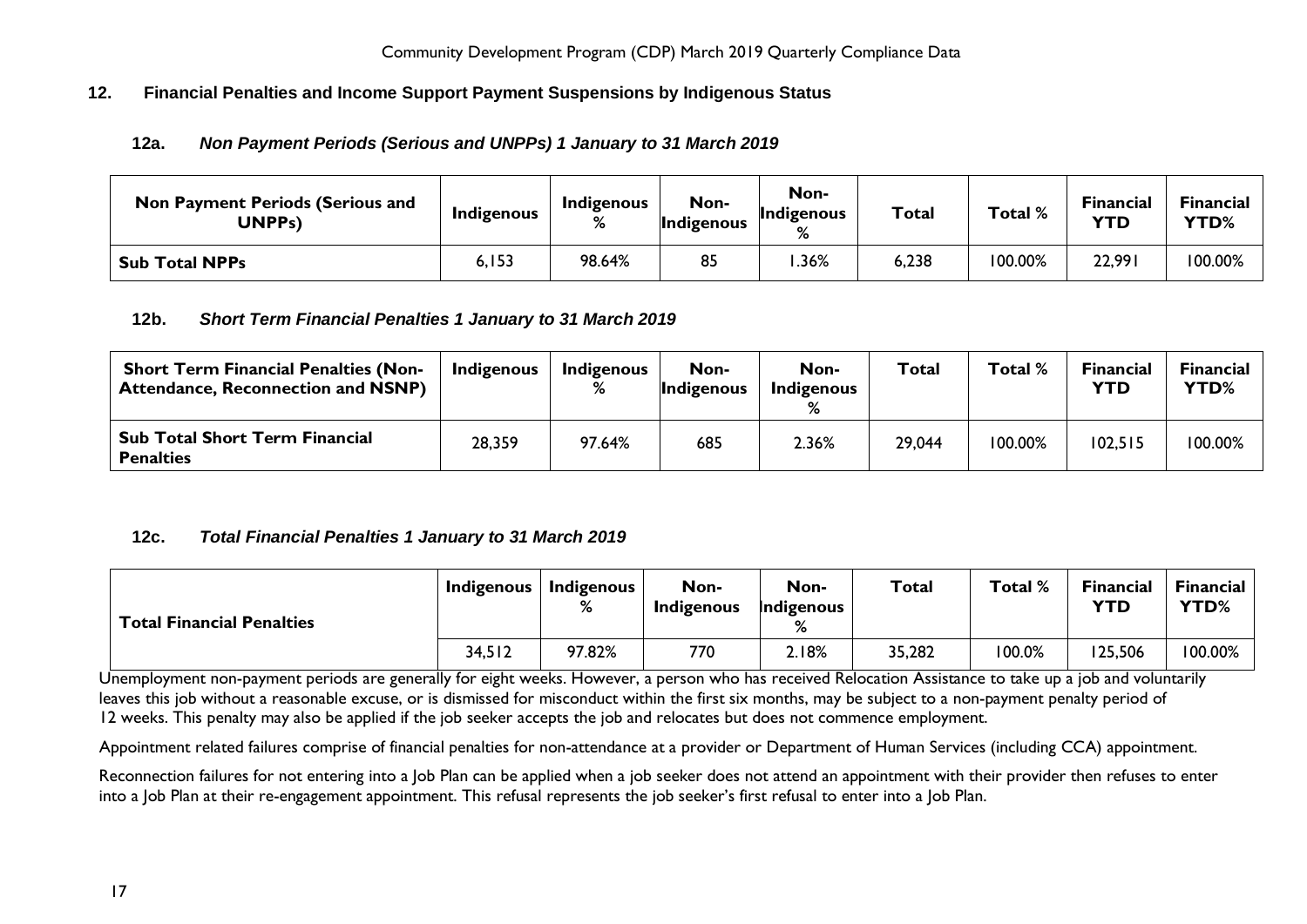## 12. Financial Penalties and Income Support Payment Suspensions by Indigenous Status

### 12a. *Non Payment Periods (Serious and UNPPs) 1 January to 31 March 2019*

| Non Payment Periods (Serious and UNPPs) | Indigenous | Indigenous % | Non-Indigenous | Non-Indigenous % | Total | Total % | Financial YTD | Financial YTD% |
|---|---|---|---|---|---|---|---|---|
| **Sub Total NPPs** | 6,153 | 98.64% | 85 | 1.36% | 6,238 | 100.00% | 22,991 | 100.00% |

### 12b. *Short Term Financial Penalties 1 January to 31 March 2019*

| Short Term Financial Penalties (Non-Attendance, Reconnection and NSNP) | Indigenous | Indigenous % | Non-Indigenous | Non-Indigenous % | Total | Total % | Financial YTD | Financial YTD% |
|---|---|---|---|---|---|---|---|---|
| **Sub Total Short Term Financial Penalties** | 28,359 | 97.64% | 685 | 2.36% | 29,044 | 100.00% | 102,515 | 100.00% |

### 12c. *Total Financial Penalties 1 January to 31 March 2019*

| Total Financial Penalties | Indigenous | Indigenous % | Non-Indigenous | Non-Indigenous % | Total | Total % | Financial YTD | Financial YTD% |
|---|---|---|---|---|---|---|---|---|
| | 34,512 | 97.82% | 770 | 2.18% | 35,282 | 100.0% | 125,506 | 100.00% |

Unemployment non-payment periods are generally for eight weeks. However, a person who has received Relocation Assistance to take up a job and voluntarily leaves this job without a reasonable excuse, or is dismissed for misconduct within the first six months, may be subject to a non-payment penalty period of 12 weeks. This penalty may also be applied if the job seeker accepts the job and relocates but does not commence employment.

Appointment related failures comprise of financial penalties for non-attendance at a provider or Department of Human Services (including CCA) appointment.

Reconnection failures for not entering into a Job Plan can be applied when a job seeker does not attend an appointment with their provider then refuses to enter into a Job Plan at their re-engagement appointment. This refusal represents the job seeker's first refusal to enter into a Job Plan.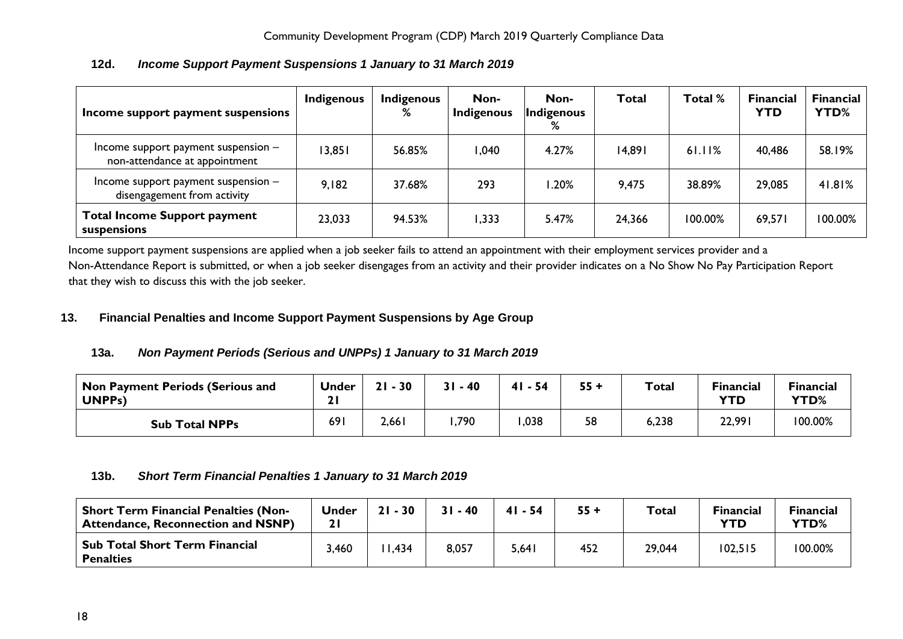### 12d. *Income Support Payment Suspensions 1 January to 31 March 2019*

| Income support payment suspensions | Indigenous | Indigenous % | Non-Indigenous | Non-Indigenous % | Total | Total % | Financial YTD | Financial YTD% |
|---|---|---|---|---|---|---|---|---|
| Income support payment suspension – non-attendance at appointment | 13,851 | 56.85% | 1,040 | 4.27% | 14,891 | 61.11% | 40,486 | 58.19% |
| Income support payment suspension – disengagement from activity | 9,182 | 37.68% | 293 | 1.20% | 9,475 | 38.89% | 29,085 | 41.81% |
| **Total Income Support payment suspensions** | 23,033 | 94.53% | 1,333 | 5.47% | 24,366 | 100.00% | 69,571 | 100.00% |

Income support payment suspensions are applied when a job seeker fails to attend an appointment with their employment services provider and a Non-Attendance Report is submitted, or when a job seeker disengages from an activity and their provider indicates on a No Show No Pay Participation Report that they wish to discuss this with the job seeker.

## 13. Financial Penalties and Income Support Payment Suspensions by Age Group

### 13a. *Non Payment Periods (Serious and UNPPs) 1 January to 31 March 2019*

| Non Payment Periods (Serious and UNPPs) | Under 21 | 21 - 30 | 31 - 40 | 41 - 54 | 55 + | Total | Financial YTD | Financial YTD% |
|---|---|---|---|---|---|---|---|---|
| **Sub Total NPPs** | 691 | 2,661 | 1,790 | 1,038 | 58 | 6,238 | 22,991 | 100.00% |

### 13b. *Short Term Financial Penalties 1 January to 31 March 2019*

| Short Term Financial Penalties (Non-Attendance, Reconnection and NSNP) | Under 21 | 21 - 30 | 31 - 40 | 41 - 54 | 55 + | Total | Financial YTD | Financial YTD% |
|---|---|---|---|---|---|---|---|---|
| **Sub Total Short Term Financial Penalties** | 3,460 | 11,434 | 8,057 | 5,641 | 452 | 29,044 | 102,515 | 100.00% |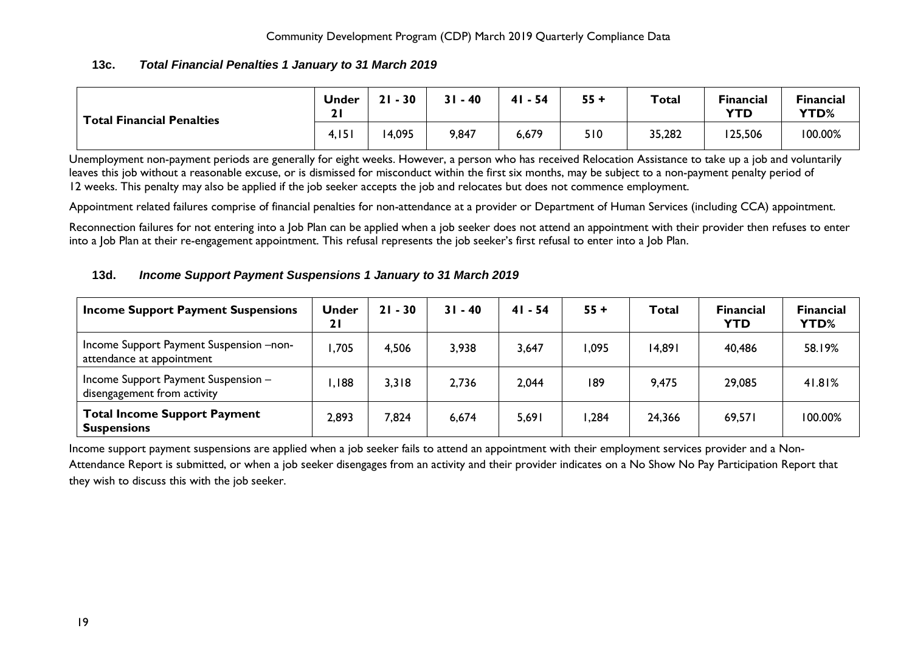### 13c. *Total Financial Penalties 1 January to 31 March 2019*

| Total Financial Penalties | Under 21 | 21 - 30 | 31 - 40 | 41 - 54 | 55 + | Total | Financial YTD | Financial YTD% |
|---|---|---|---|---|---|---|---|---|
| | 4,151 | 14,095 | 9,847 | 6,679 | 510 | 35,282 | 125,506 | 100.00% |

Unemployment non-payment periods are generally for eight weeks. However, a person who has received Relocation Assistance to take up a job and voluntarily leaves this job without a reasonable excuse, or is dismissed for misconduct within the first six months, may be subject to a non-payment penalty period of 12 weeks. This penalty may also be applied if the job seeker accepts the job and relocates but does not commence employment.

Appointment related failures comprise of financial penalties for non-attendance at a provider or Department of Human Services (including CCA) appointment.

Reconnection failures for not entering into a Job Plan can be applied when a job seeker does not attend an appointment with their provider then refuses to enter into a Job Plan at their re-engagement appointment. This refusal represents the job seeker's first refusal to enter into a Job Plan.

### 13d. *Income Support Payment Suspensions 1 January to 31 March 2019*

| Income Support Payment Suspensions | Under 21 | 21 - 30 | 31 - 40 | 41 - 54 | 55 + | Total | Financial YTD | Financial YTD% |
|---|---|---|---|---|---|---|---|---|
| Income Support Payment Suspension –non-attendance at appointment | 1,705 | 4,506 | 3,938 | 3,647 | 1,095 | 14,891 | 40,486 | 58.19% |
| Income Support Payment Suspension – disengagement from activity | 1,188 | 3,318 | 2,736 | 2,044 | 189 | 9,475 | 29,085 | 41.81% |
| **Total Income Support Payment Suspensions** | 2,893 | 7,824 | 6,674 | 5,691 | 1,284 | 24,366 | 69,571 | 100.00% |

Income support payment suspensions are applied when a job seeker fails to attend an appointment with their employment services provider and a Non-Attendance Report is submitted, or when a job seeker disengages from an activity and their provider indicates on a No Show No Pay Participation Report that they wish to discuss this with the job seeker.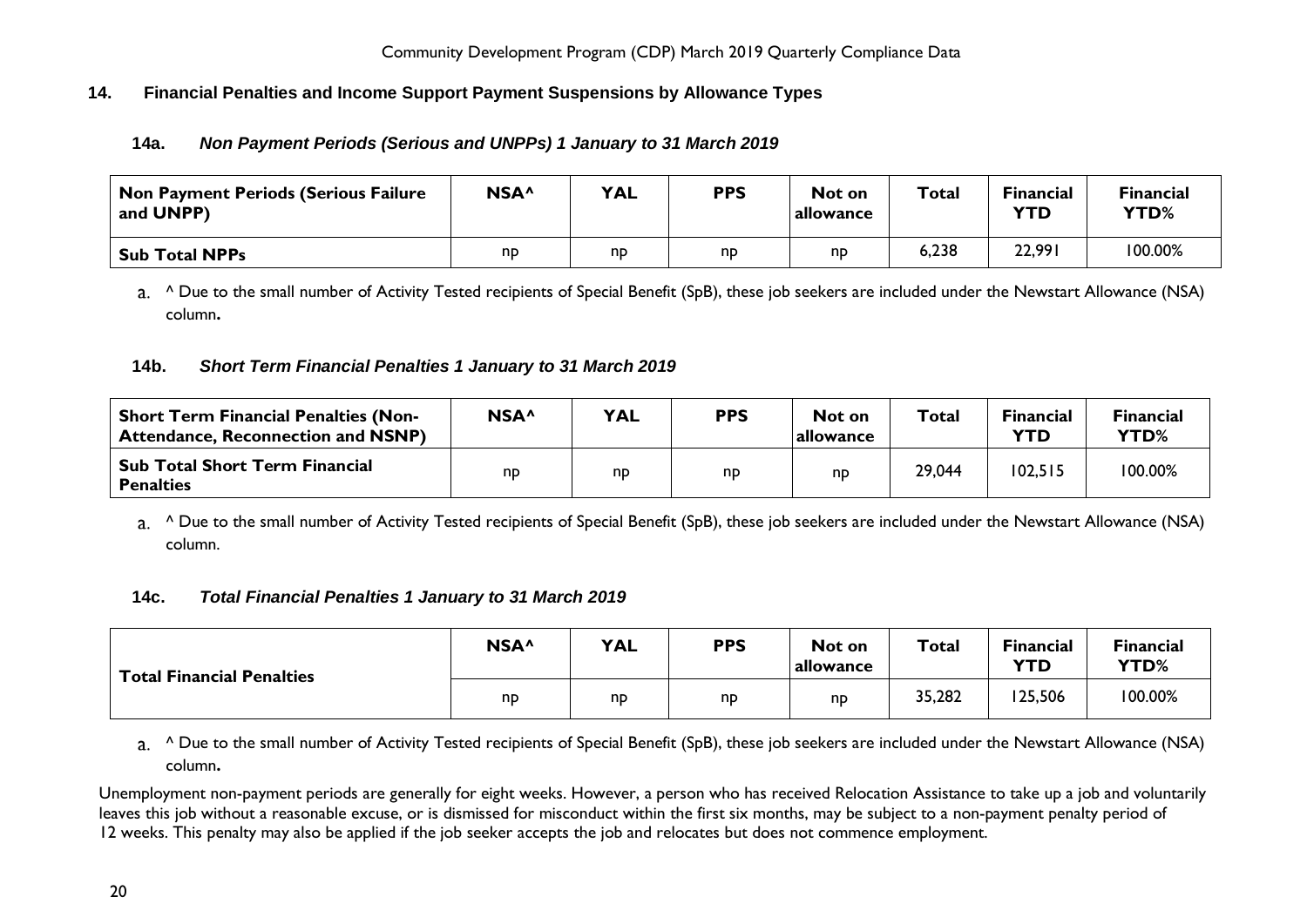## 14. Financial Penalties and Income Support Payment Suspensions by Allowance Types

### 14a. *Non Payment Periods (Serious and UNPPs) 1 January to 31 March 2019*

| Non Payment Periods (Serious Failure and UNPP) | NSA^ | YAL | PPS | Not on allowance | Total | Financial YTD | Financial YTD% |
|---|---|---|---|---|---|---|---|
| **Sub Total NPPs** | np | np | np | np | 6,238 | 22,991 | 100.00% |

a. ^ Due to the small number of Activity Tested recipients of Special Benefit (SpB), these job seekers are included under the Newstart Allowance (NSA) column**.**

### 14b. *Short Term Financial Penalties 1 January to 31 March 2019*

| Short Term Financial Penalties (Non-Attendance, Reconnection and NSNP) | NSA^ | YAL | PPS | Not on allowance | Total | Financial YTD | Financial YTD% |
|---|---|---|---|---|---|---|---|
| **Sub Total Short Term Financial Penalties** | np | np | np | np | 29,044 | 102,515 | 100.00% |

a. ^ Due to the small number of Activity Tested recipients of Special Benefit (SpB), these job seekers are included under the Newstart Allowance (NSA) column.

### 14c. *Total Financial Penalties 1 January to 31 March 2019*

| Total Financial Penalties | NSA^ | YAL | PPS | Not on allowance | Total | Financial YTD | Financial YTD% |
|---|---|---|---|---|---|---|---|
| | np | np | np | np | 35,282 | 125,506 | 100.00% |

a. ^ Due to the small number of Activity Tested recipients of Special Benefit (SpB), these job seekers are included under the Newstart Allowance (NSA) column**.**

Unemployment non-payment periods are generally for eight weeks. However, a person who has received Relocation Assistance to take up a job and voluntarily leaves this job without a reasonable excuse, or is dismissed for misconduct within the first six months, may be subject to a non-payment penalty period of 12 weeks. This penalty may also be applied if the job seeker accepts the job and relocates but does not commence employment.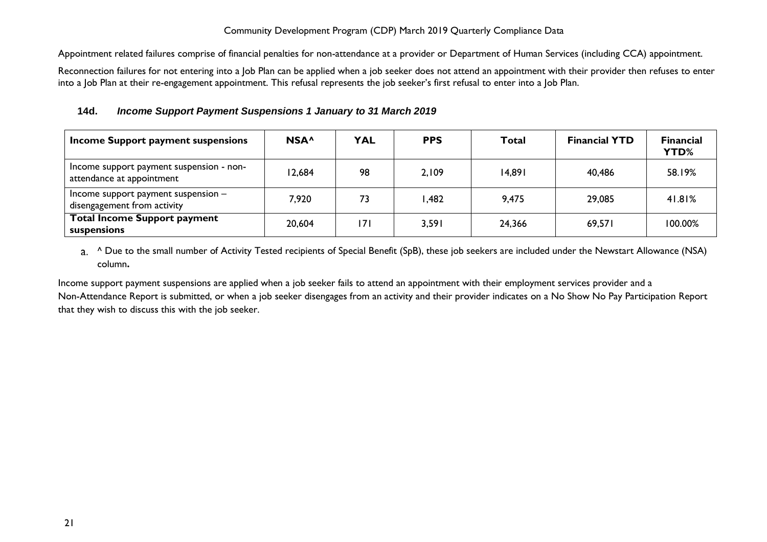Appointment related failures comprise of financial penalties for non-attendance at a provider or Department of Human Services (including CCA) appointment.

Reconnection failures for not entering into a Job Plan can be applied when a job seeker does not attend an appointment with their provider then refuses to enter into a Job Plan at their re-engagement appointment. This refusal represents the job seeker's first refusal to enter into a Job Plan.

### 14d. *Income Support Payment Suspensions 1 January to 31 March 2019*

| Income Support payment suspensions | NSA^ | YAL | PPS | Total | Financial YTD | Financial YTD% |
|---|---|---|---|---|---|---|
| Income support payment suspension - non-attendance at appointment | 12,684 | 98 | 2,109 | 14,891 | 40,486 | 58.19% |
| Income support payment suspension – disengagement from activity | 7,920 | 73 | 1,482 | 9,475 | 29,085 | 41.81% |
| **Total Income Support payment suspensions** | 20,604 | 171 | 3,591 | 24,366 | 69,571 | 100.00% |

a. ^ Due to the small number of Activity Tested recipients of Special Benefit (SpB), these job seekers are included under the Newstart Allowance (NSA) column**.**

Income support payment suspensions are applied when a job seeker fails to attend an appointment with their employment services provider and a Non-Attendance Report is submitted, or when a job seeker disengages from an activity and their provider indicates on a No Show No Pay Participation Report that they wish to discuss this with the job seeker.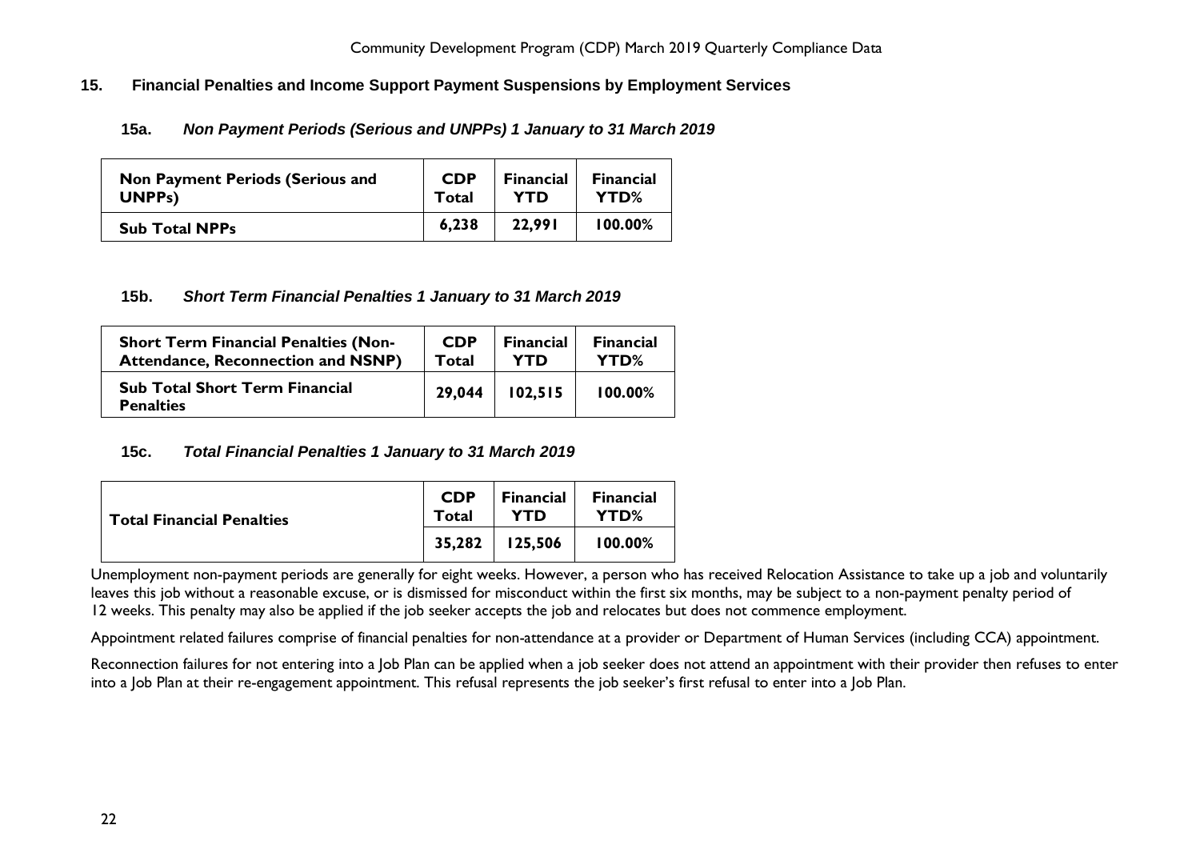## 15. Financial Penalties and Income Support Payment Suspensions by Employment Services

### 15a. *Non Payment Periods (Serious and UNPPs) 1 January to 31 March 2019*

| Non Payment Periods (Serious and UNPPs) | CDP Total | Financial YTD | Financial YTD% |
|---|---|---|---|
| **Sub Total NPPs** | **6,238** | **22,991** | **100.00%** |

### 15b. *Short Term Financial Penalties 1 January to 31 March 2019*

| Short Term Financial Penalties (Non-Attendance, Reconnection and NSNP) | CDP Total | Financial YTD | Financial YTD% |
|---|---|---|---|
| **Sub Total Short Term Financial Penalties** | **29,044** | **102,515** | **100.00%** |

### 15c. *Total Financial Penalties 1 January to 31 March 2019*

| Total Financial Penalties | CDP Total | Financial YTD | Financial YTD% |
|---|---|---|---|
| | **35,282** | **125,506** | **100.00%** |

Unemployment non-payment periods are generally for eight weeks. However, a person who has received Relocation Assistance to take up a job and voluntarily leaves this job without a reasonable excuse, or is dismissed for misconduct within the first six months, may be subject to a non-payment penalty period of 12 weeks. This penalty may also be applied if the job seeker accepts the job and relocates but does not commence employment.

Appointment related failures comprise of financial penalties for non-attendance at a provider or Department of Human Services (including CCA) appointment.

Reconnection failures for not entering into a Job Plan can be applied when a job seeker does not attend an appointment with their provider then refuses to enter into a Job Plan at their re-engagement appointment. This refusal represents the job seeker's first refusal to enter into a Job Plan.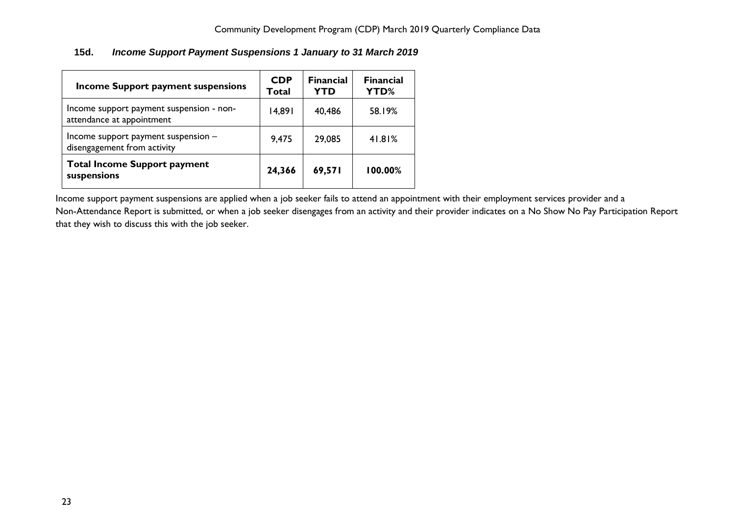## 15d. *Income Support Payment Suspensions 1 January to 31 March 2019*

| Income Support payment suspensions | CDP Total | Financial YTD | Financial YTD% |
|---|---|---|---|
| Income support payment suspension - non-attendance at appointment | 14,891 | 40,486 | 58.19% |
| Income support payment suspension – disengagement from activity | 9,475 | 29,085 | 41.81% |
| **Total Income Support payment suspensions** | **24,366** | **69,571** | **100.00%** |

Income support payment suspensions are applied when a job seeker fails to attend an appointment with their employment services provider and a Non-Attendance Report is submitted, or when a job seeker disengages from an activity and their provider indicates on a No Show No Pay Participation Report that they wish to discuss this with the job seeker.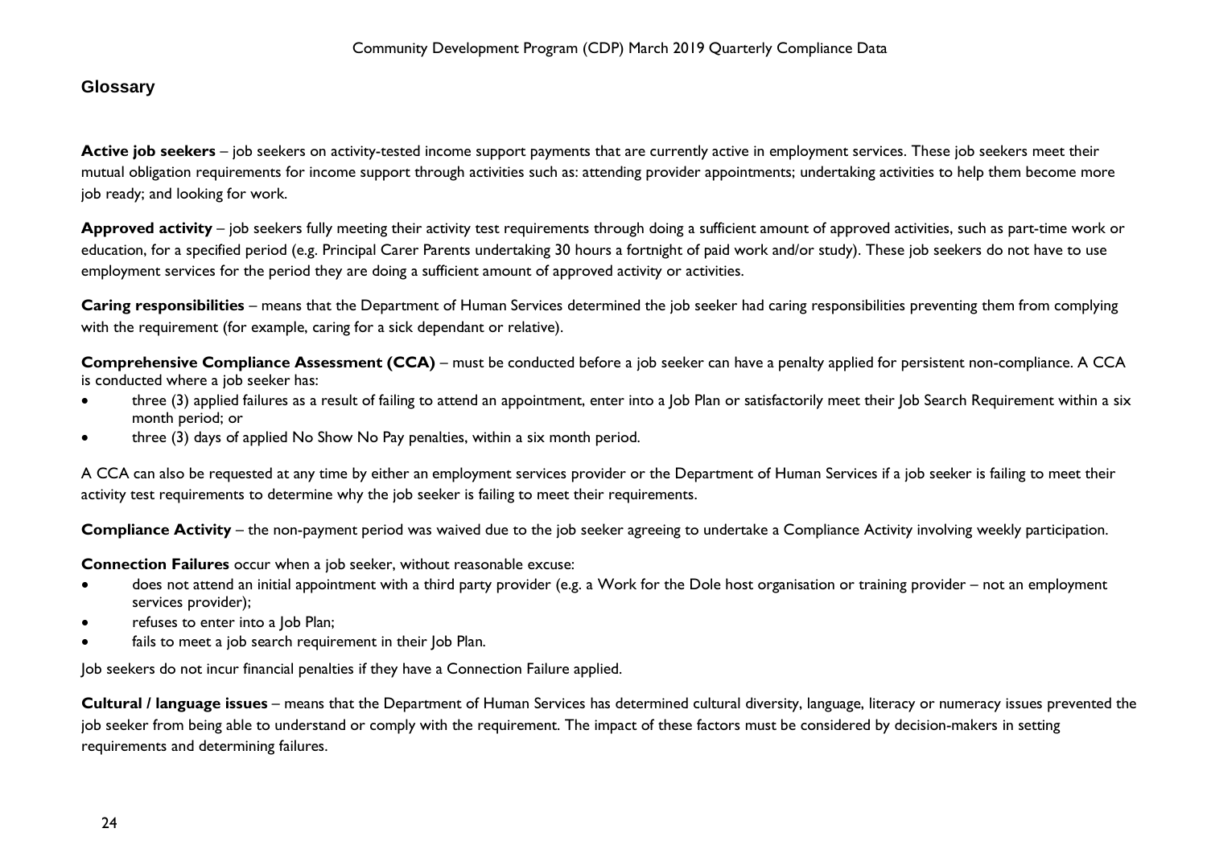## Glossary

**Active job seekers** – job seekers on activity-tested income support payments that are currently active in employment services. These job seekers meet their mutual obligation requirements for income support through activities such as: attending provider appointments; undertaking activities to help them become more job ready; and looking for work.

**Approved activity** – job seekers fully meeting their activity test requirements through doing a sufficient amount of approved activities, such as part-time work or education, for a specified period (e.g. Principal Carer Parents undertaking 30 hours a fortnight of paid work and/or study). These job seekers do not have to use employment services for the period they are doing a sufficient amount of approved activity or activities.

**Caring responsibilities** – means that the Department of Human Services determined the job seeker had caring responsibilities preventing them from complying with the requirement (for example, caring for a sick dependant or relative).

**Comprehensive Compliance Assessment (CCA)** – must be conducted before a job seeker can have a penalty applied for persistent non-compliance. A CCA is conducted where a job seeker has:

- three (3) applied failures as a result of failing to attend an appointment, enter into a Job Plan or satisfactorily meet their Job Search Requirement within a six month period; or
- three (3) days of applied No Show No Pay penalties, within a six month period.

A CCA can also be requested at any time by either an employment services provider or the Department of Human Services if a job seeker is failing to meet their activity test requirements to determine why the job seeker is failing to meet their requirements.

**Compliance Activity** – the non-payment period was waived due to the job seeker agreeing to undertake a Compliance Activity involving weekly participation.

**Connection Failures** occur when a job seeker, without reasonable excuse:

- does not attend an initial appointment with a third party provider (e.g. a Work for the Dole host organisation or training provider – not an employment services provider);
- refuses to enter into a Job Plan;
- fails to meet a job search requirement in their Job Plan.

Job seekers do not incur financial penalties if they have a Connection Failure applied.

**Cultural / language issues** – means that the Department of Human Services has determined cultural diversity, language, literacy or numeracy issues prevented the job seeker from being able to understand or comply with the requirement. The impact of these factors must be considered by decision-makers in setting requirements and determining failures.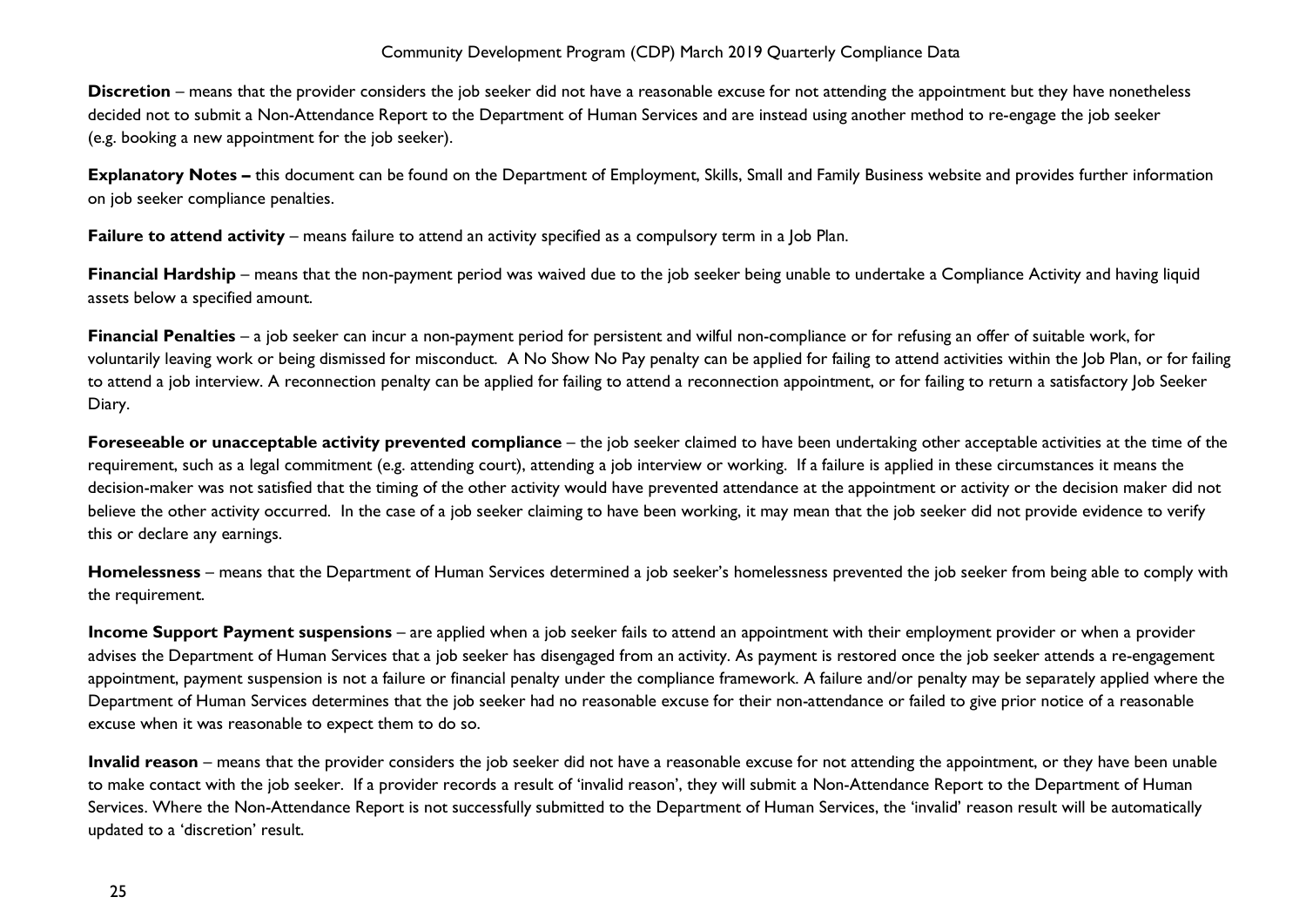**Discretion** – means that the provider considers the job seeker did not have a reasonable excuse for not attending the appointment but they have nonetheless decided not to submit a Non-Attendance Report to the Department of Human Services and are instead using another method to re-engage the job seeker (e.g. booking a new appointment for the job seeker).

**Explanatory Notes –** this document can be found on the Department of Employment, Skills, Small and Family Business website and provides further information on job seeker compliance penalties.

**Failure to attend activity** – means failure to attend an activity specified as a compulsory term in a Job Plan.

**Financial Hardship** – means that the non-payment period was waived due to the job seeker being unable to undertake a Compliance Activity and having liquid assets below a specified amount.

**Financial Penalties** – a job seeker can incur a non-payment period for persistent and wilful non-compliance or for refusing an offer of suitable work, for voluntarily leaving work or being dismissed for misconduct. A No Show No Pay penalty can be applied for failing to attend activities within the Job Plan, or for failing to attend a job interview. A reconnection penalty can be applied for failing to attend a reconnection appointment, or for failing to return a satisfactory Job Seeker Diary.

**Foreseeable or unacceptable activity prevented compliance** – the job seeker claimed to have been undertaking other acceptable activities at the time of the requirement, such as a legal commitment (e.g. attending court), attending a job interview or working. If a failure is applied in these circumstances it means the decision-maker was not satisfied that the timing of the other activity would have prevented attendance at the appointment or activity or the decision maker did not believe the other activity occurred. In the case of a job seeker claiming to have been working, it may mean that the job seeker did not provide evidence to verify this or declare any earnings.

**Homelessness** – means that the Department of Human Services determined a job seeker's homelessness prevented the job seeker from being able to comply with the requirement.

**Income Support Payment suspensions** – are applied when a job seeker fails to attend an appointment with their employment provider or when a provider advises the Department of Human Services that a job seeker has disengaged from an activity. As payment is restored once the job seeker attends a re-engagement appointment, payment suspension is not a failure or financial penalty under the compliance framework. A failure and/or penalty may be separately applied where the Department of Human Services determines that the job seeker had no reasonable excuse for their non-attendance or failed to give prior notice of a reasonable excuse when it was reasonable to expect them to do so.

**Invalid reason** – means that the provider considers the job seeker did not have a reasonable excuse for not attending the appointment, or they have been unable to make contact with the job seeker. If a provider records a result of 'invalid reason', they will submit a Non-Attendance Report to the Department of Human Services. Where the Non-Attendance Report is not successfully submitted to the Department of Human Services, the 'invalid' reason result will be automatically updated to a 'discretion' result.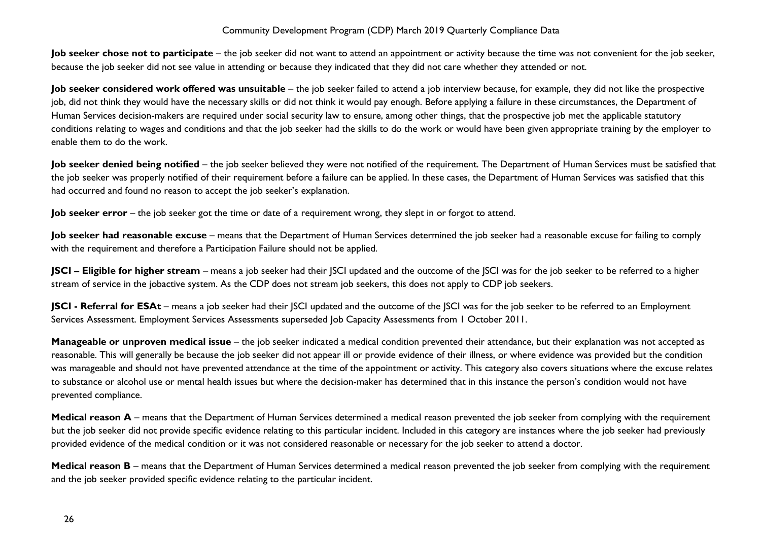**Job seeker chose not to participate** – the job seeker did not want to attend an appointment or activity because the time was not convenient for the job seeker, because the job seeker did not see value in attending or because they indicated that they did not care whether they attended or not.

**Job seeker considered work offered was unsuitable** – the job seeker failed to attend a job interview because, for example, they did not like the prospective job, did not think they would have the necessary skills or did not think it would pay enough. Before applying a failure in these circumstances, the Department of Human Services decision-makers are required under social security law to ensure, among other things, that the prospective job met the applicable statutory conditions relating to wages and conditions and that the job seeker had the skills to do the work or would have been given appropriate training by the employer to enable them to do the work.

**Job seeker denied being notified** – the job seeker believed they were not notified of the requirement. The Department of Human Services must be satisfied that the job seeker was properly notified of their requirement before a failure can be applied. In these cases, the Department of Human Services was satisfied that this had occurred and found no reason to accept the job seeker's explanation.

**Job seeker error** – the job seeker got the time or date of a requirement wrong, they slept in or forgot to attend.

**Job seeker had reasonable excuse** – means that the Department of Human Services determined the job seeker had a reasonable excuse for failing to comply with the requirement and therefore a Participation Failure should not be applied.

**JSCI – Eligible for higher stream** – means a job seeker had their JSCI updated and the outcome of the JSCI was for the job seeker to be referred to a higher stream of service in the jobactive system. As the CDP does not stream job seekers, this does not apply to CDP job seekers.

**JSCI - Referral for ESAt** – means a job seeker had their JSCI updated and the outcome of the JSCI was for the job seeker to be referred to an Employment Services Assessment. Employment Services Assessments superseded Job Capacity Assessments from 1 October 2011.

**Manageable or unproven medical issue** – the job seeker indicated a medical condition prevented their attendance, but their explanation was not accepted as reasonable. This will generally be because the job seeker did not appear ill or provide evidence of their illness, or where evidence was provided but the condition was manageable and should not have prevented attendance at the time of the appointment or activity. This category also covers situations where the excuse relates to substance or alcohol use or mental health issues but where the decision-maker has determined that in this instance the person's condition would not have prevented compliance.

**Medical reason A** – means that the Department of Human Services determined a medical reason prevented the job seeker from complying with the requirement but the job seeker did not provide specific evidence relating to this particular incident. Included in this category are instances where the job seeker had previously provided evidence of the medical condition or it was not considered reasonable or necessary for the job seeker to attend a doctor.

**Medical reason B** – means that the Department of Human Services determined a medical reason prevented the job seeker from complying with the requirement and the job seeker provided specific evidence relating to the particular incident.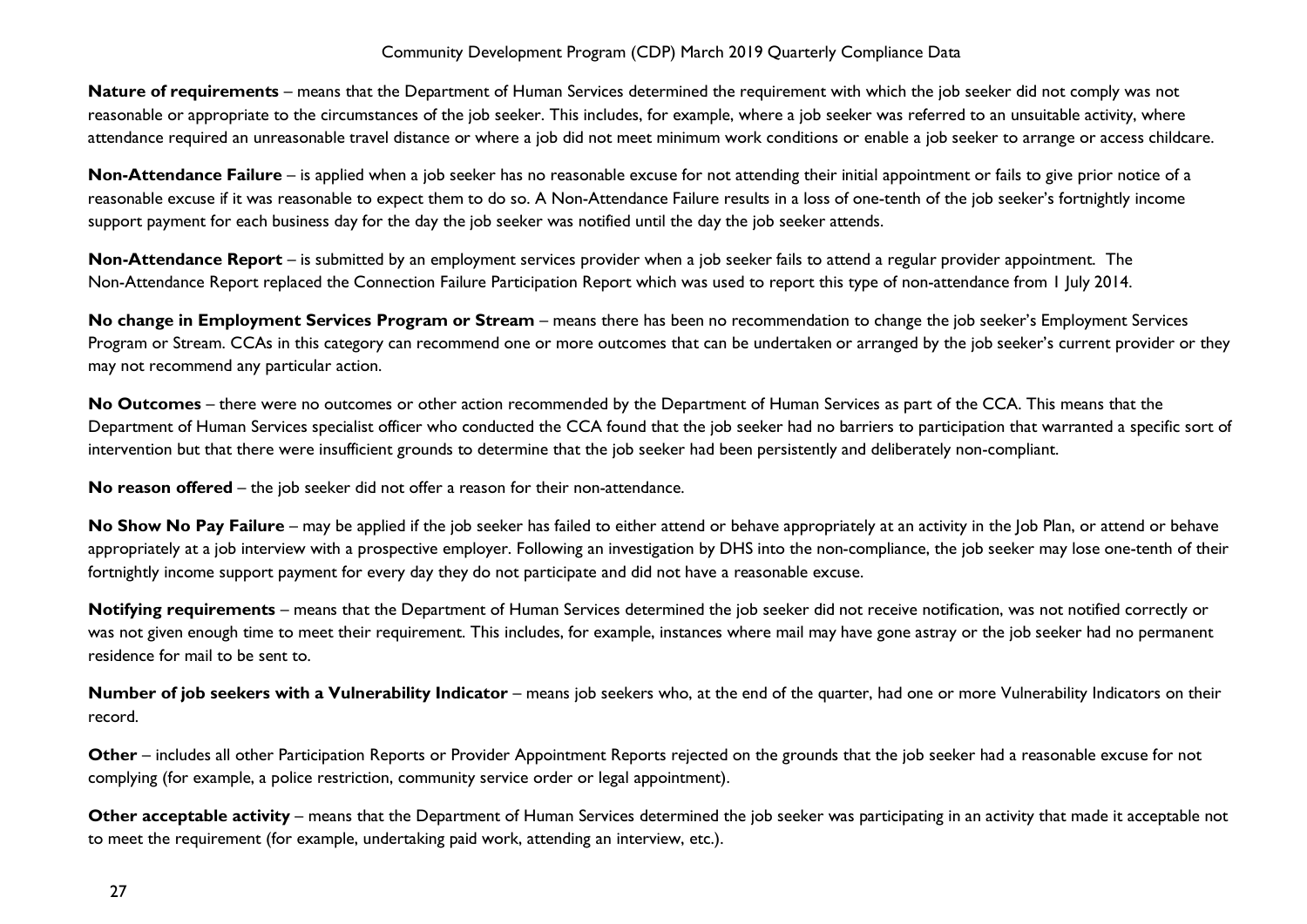**Nature of requirements** – means that the Department of Human Services determined the requirement with which the job seeker did not comply was not reasonable or appropriate to the circumstances of the job seeker. This includes, for example, where a job seeker was referred to an unsuitable activity, where attendance required an unreasonable travel distance or where a job did not meet minimum work conditions or enable a job seeker to arrange or access childcare.

**Non-Attendance Failure** – is applied when a job seeker has no reasonable excuse for not attending their initial appointment or fails to give prior notice of a reasonable excuse if it was reasonable to expect them to do so. A Non-Attendance Failure results in a loss of one-tenth of the job seeker's fortnightly income support payment for each business day for the day the job seeker was notified until the day the job seeker attends.

**Non-Attendance Report** – is submitted by an employment services provider when a job seeker fails to attend a regular provider appointment. The Non-Attendance Report replaced the Connection Failure Participation Report which was used to report this type of non-attendance from 1 July 2014.

**No change in Employment Services Program or Stream** – means there has been no recommendation to change the job seeker's Employment Services Program or Stream. CCAs in this category can recommend one or more outcomes that can be undertaken or arranged by the job seeker's current provider or they may not recommend any particular action.

**No Outcomes** – there were no outcomes or other action recommended by the Department of Human Services as part of the CCA. This means that the Department of Human Services specialist officer who conducted the CCA found that the job seeker had no barriers to participation that warranted a specific sort of intervention but that there were insufficient grounds to determine that the job seeker had been persistently and deliberately non-compliant.

**No reason offered** – the job seeker did not offer a reason for their non-attendance.

**No Show No Pay Failure** – may be applied if the job seeker has failed to either attend or behave appropriately at an activity in the Job Plan, or attend or behave appropriately at a job interview with a prospective employer. Following an investigation by DHS into the non-compliance, the job seeker may lose one-tenth of their fortnightly income support payment for every day they do not participate and did not have a reasonable excuse.

**Notifying requirements** – means that the Department of Human Services determined the job seeker did not receive notification, was not notified correctly or was not given enough time to meet their requirement. This includes, for example, instances where mail may have gone astray or the job seeker had no permanent residence for mail to be sent to.

**Number of job seekers with a Vulnerability Indicator** – means job seekers who, at the end of the quarter, had one or more Vulnerability Indicators on their record.

**Other** – includes all other Participation Reports or Provider Appointment Reports rejected on the grounds that the job seeker had a reasonable excuse for not complying (for example, a police restriction, community service order or legal appointment).

**Other acceptable activity** – means that the Department of Human Services determined the job seeker was participating in an activity that made it acceptable not to meet the requirement (for example, undertaking paid work, attending an interview, etc.).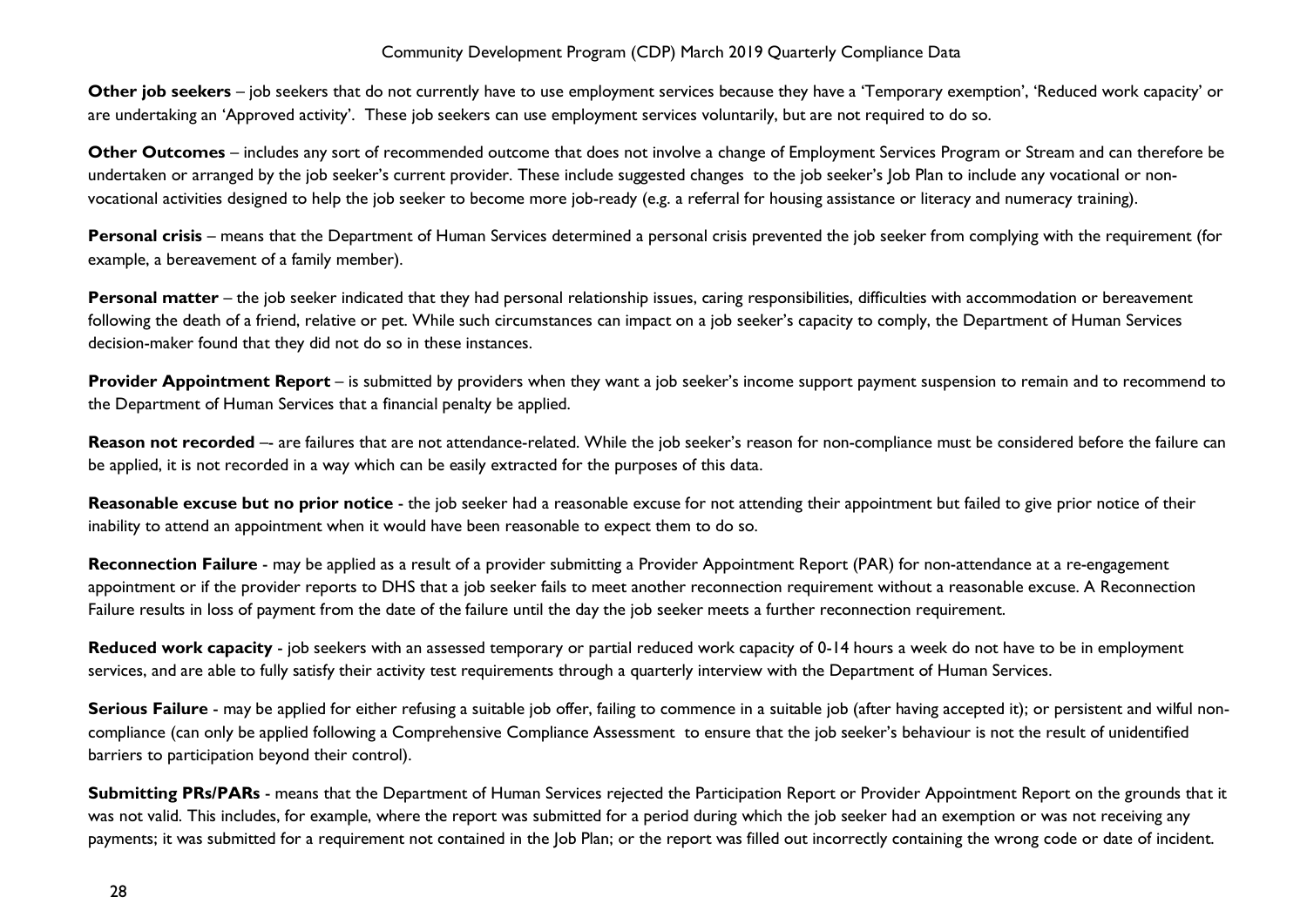**Other job seekers** – job seekers that do not currently have to use employment services because they have a 'Temporary exemption', 'Reduced work capacity' or are undertaking an 'Approved activity'. These job seekers can use employment services voluntarily, but are not required to do so.

**Other Outcomes** – includes any sort of recommended outcome that does not involve a change of Employment Services Program or Stream and can therefore be undertaken or arranged by the job seeker's current provider. These include suggested changes to the job seeker's Job Plan to include any vocational or non-vocational activities designed to help the job seeker to become more job-ready (e.g. a referral for housing assistance or literacy and numeracy training).

**Personal crisis** – means that the Department of Human Services determined a personal crisis prevented the job seeker from complying with the requirement (for example, a bereavement of a family member).

**Personal matter** – the job seeker indicated that they had personal relationship issues, caring responsibilities, difficulties with accommodation or bereavement following the death of a friend, relative or pet. While such circumstances can impact on a job seeker's capacity to comply, the Department of Human Services decision-maker found that they did not do so in these instances.

**Provider Appointment Report** – is submitted by providers when they want a job seeker's income support payment suspension to remain and to recommend to the Department of Human Services that a financial penalty be applied.

**Reason not recorded** –- are failures that are not attendance-related. While the job seeker's reason for non-compliance must be considered before the failure can be applied, it is not recorded in a way which can be easily extracted for the purposes of this data.

**Reasonable excuse but no prior notice** - the job seeker had a reasonable excuse for not attending their appointment but failed to give prior notice of their inability to attend an appointment when it would have been reasonable to expect them to do so.

**Reconnection Failure** - may be applied as a result of a provider submitting a Provider Appointment Report (PAR) for non-attendance at a re-engagement appointment or if the provider reports to DHS that a job seeker fails to meet another reconnection requirement without a reasonable excuse. A Reconnection Failure results in loss of payment from the date of the failure until the day the job seeker meets a further reconnection requirement.

**Reduced work capacity** - job seekers with an assessed temporary or partial reduced work capacity of 0-14 hours a week do not have to be in employment services, and are able to fully satisfy their activity test requirements through a quarterly interview with the Department of Human Services.

**Serious Failure** - may be applied for either refusing a suitable job offer, failing to commence in a suitable job (after having accepted it); or persistent and wilful non-compliance (can only be applied following a Comprehensive Compliance Assessment to ensure that the job seeker's behaviour is not the result of unidentified barriers to participation beyond their control).

**Submitting PRs/PARs** - means that the Department of Human Services rejected the Participation Report or Provider Appointment Report on the grounds that it was not valid. This includes, for example, where the report was submitted for a period during which the job seeker had an exemption or was not receiving any payments; it was submitted for a requirement not contained in the Job Plan; or the report was filled out incorrectly containing the wrong code or date of incident.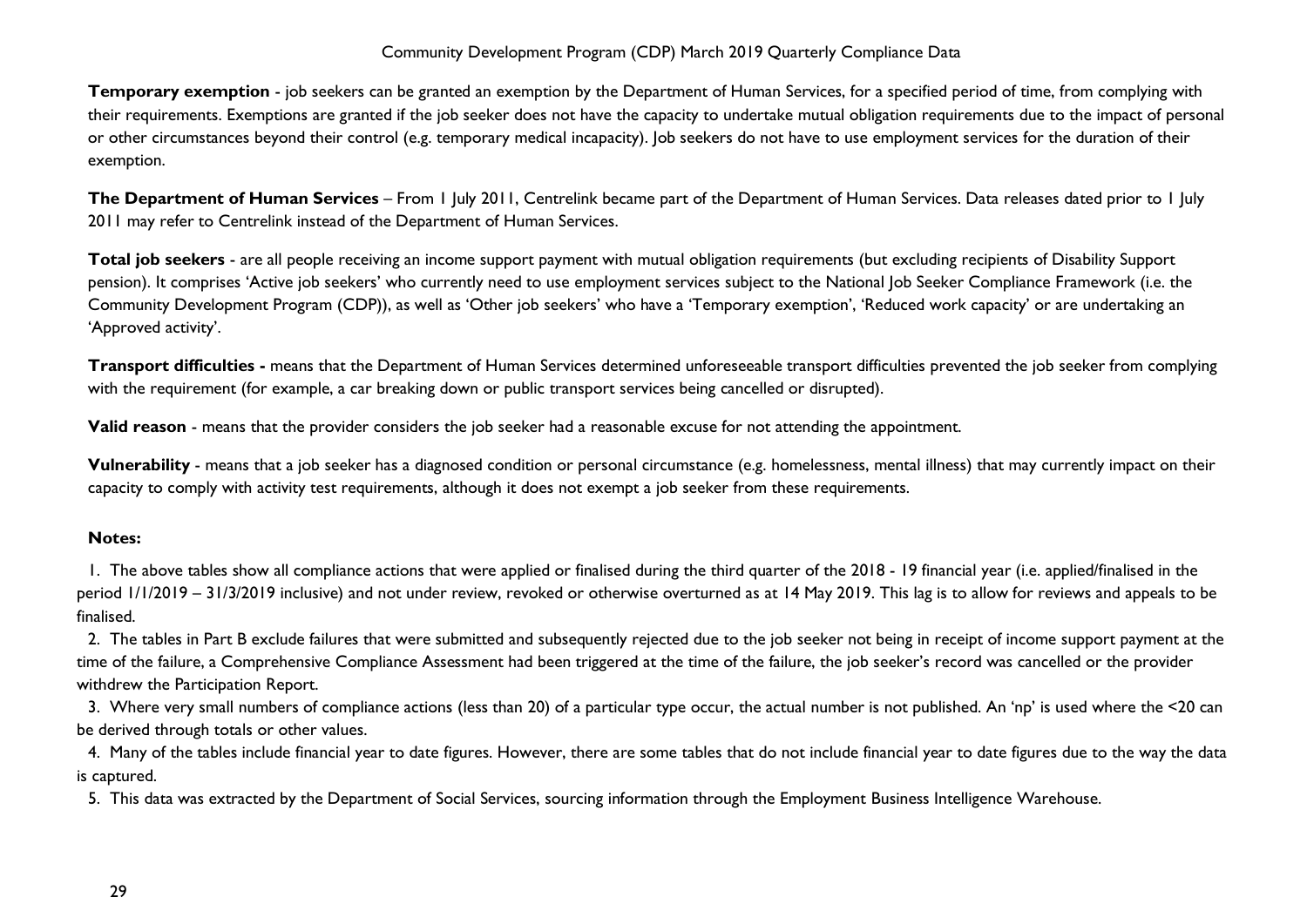**Temporary exemption** - job seekers can be granted an exemption by the Department of Human Services, for a specified period of time, from complying with their requirements. Exemptions are granted if the job seeker does not have the capacity to undertake mutual obligation requirements due to the impact of personal or other circumstances beyond their control (e.g. temporary medical incapacity). Job seekers do not have to use employment services for the duration of their exemption.

**The Department of Human Services** – From 1 July 2011, Centrelink became part of the Department of Human Services. Data releases dated prior to 1 July 2011 may refer to Centrelink instead of the Department of Human Services.

**Total job seekers** - are all people receiving an income support payment with mutual obligation requirements (but excluding recipients of Disability Support pension). It comprises 'Active job seekers' who currently need to use employment services subject to the National Job Seeker Compliance Framework (i.e. the Community Development Program (CDP)), as well as 'Other job seekers' who have a 'Temporary exemption', 'Reduced work capacity' or are undertaking an 'Approved activity'.

**Transport difficulties -** means that the Department of Human Services determined unforeseeable transport difficulties prevented the job seeker from complying with the requirement (for example, a car breaking down or public transport services being cancelled or disrupted).

**Valid reason** - means that the provider considers the job seeker had a reasonable excuse for not attending the appointment.

**Vulnerability** - means that a job seeker has a diagnosed condition or personal circumstance (e.g. homelessness, mental illness) that may currently impact on their capacity to comply with activity test requirements, although it does not exempt a job seeker from these requirements.

**Notes:**

1. The above tables show all compliance actions that were applied or finalised during the third quarter of the 2018 - 19 financial year (i.e. applied/finalised in the period 1/1/2019 – 31/3/2019 inclusive) and not under review, revoked or otherwise overturned as at 14 May 2019. This lag is to allow for reviews and appeals to be finalised.
2. The tables in Part B exclude failures that were submitted and subsequently rejected due to the job seeker not being in receipt of income support payment at the time of the failure, a Comprehensive Compliance Assessment had been triggered at the time of the failure, the job seeker's record was cancelled or the provider withdrew the Participation Report.
3. Where very small numbers of compliance actions (less than 20) of a particular type occur, the actual number is not published. An 'np' is used where the <20 can be derived through totals or other values.
4. Many of the tables include financial year to date figures. However, there are some tables that do not include financial year to date figures due to the way the data is captured.
5. This data was extracted by the Department of Social Services, sourcing information through the Employment Business Intelligence Warehouse.